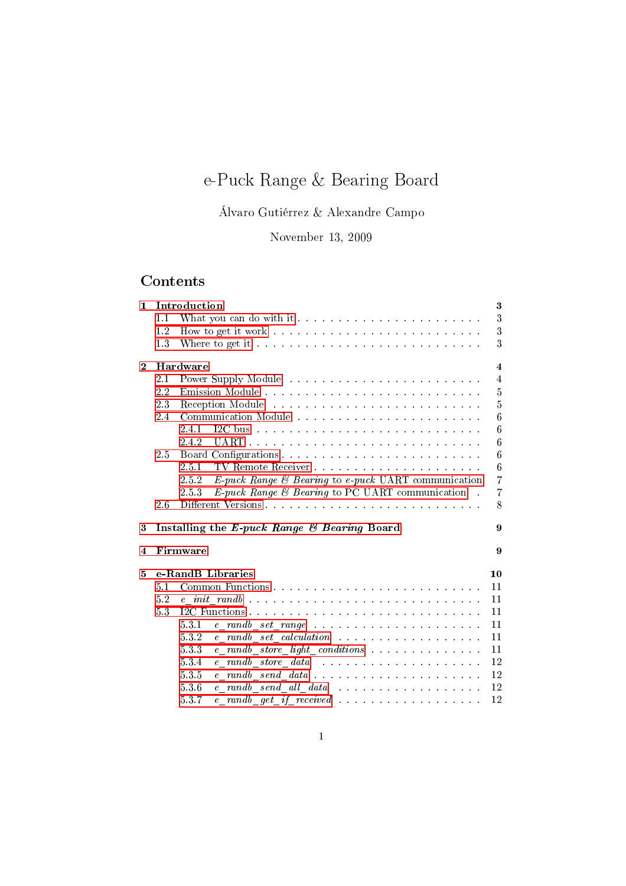# e-Puck Range & Bearing Board

Álvaro Gutiérrez & Alexandre Campo

November 13, 2009

## Contents

- **1 Introduction** — 3
  - 1.1 What you can do with it — 3
  - 1.2 How to get it work — 3
  - 1.3 Where to get it — 3
- **2 Hardware** — 4
  - 2.1 Power Supply Module — 4
  - 2.2 Emission Module — 5
  - 2.3 Reception Module — 5
  - 2.4 Communication Module — 6
    - 2.4.1 I2C bus — 6
    - 2.4.2 UART — 6
  - 2.5 Board Configurations — 6
    - 2.5.1 TV Remote Receiver — 6
    - 2.5.2 *E-puck Range & Bearing* to *e-puck* UART communication — 7
    - 2.5.3 *E-puck Range & Bearing* to PC UART communication — 7
  - 2.6 Different Versions — 8
- **3 Installing the *E-puck Range & Bearing* Board** — 9
- **4 Firmware** — 9
- **5 e-RandB Libraries** — 10
  - 5.1 Common Functions — 11
  - 5.2 *e_init_randb* — 11
  - 5.3 I2C Functions — 11
    - 5.3.1 *e_randb_set_range* — 11
    - 5.3.2 *e_randb_set_calculation* — 11
    - 5.3.3 *e_randb_store_light_conditions* — 11
    - 5.3.4 *e_randb_store_data* — 12
    - 5.3.5 *e_randb_send_data* — 12
    - 5.3.6 *e_randb_send_all_data* — 12
    - 5.3.7 *e_randb_get_if_received* — 12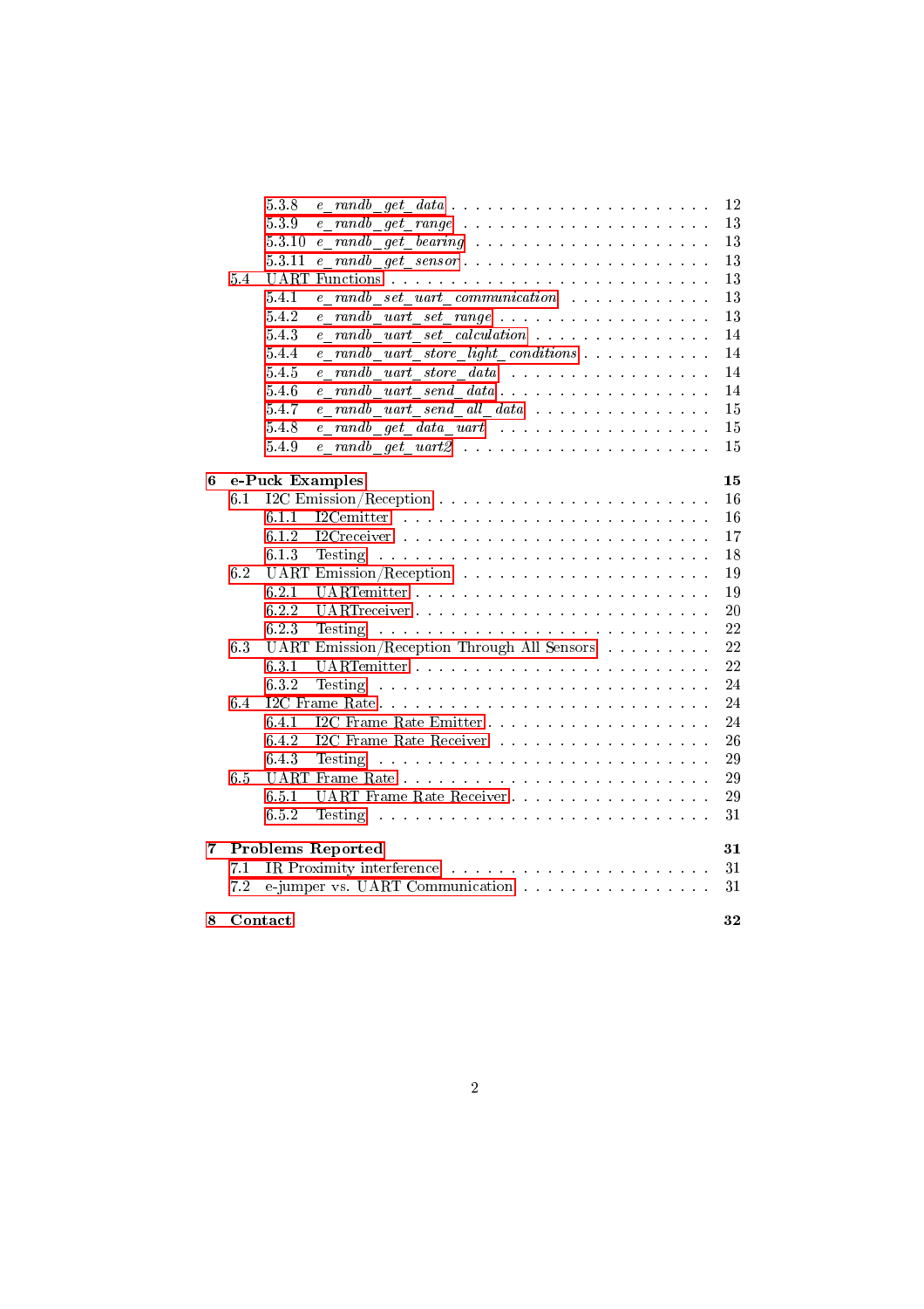- 5.3.8 *e_randb_get_data* . . . 12
- 5.3.9 *e_randb_get_range* . . . 13
- 5.3.10 *e_randb_get_bearing* . . . 13
- 5.3.11 *e_randb_get_sensor* . . . 13

5.4 UART Functions . . . 13

- 5.4.1 *e_randb_set_uart_communication* . . . 13
- 5.4.2 *e_randb_uart_set_range* . . . 13
- 5.4.3 *e_randb_uart_set_calculation* . . . 14
- 5.4.4 *e_randb_uart_store_light_conditions* . . . 14
- 5.4.5 *e_randb_uart_store_data* . . . 14
- 5.4.6 *e_randb_uart_send_data* . . . 14
- 5.4.7 *e_randb_uart_send_all_data* . . . 15
- 5.4.8 *e_randb_get_data_uart* . . . 15
- 5.4.9 *e_randb_get_uart2* . . . 15

**6 e-Puck Examples** **15**

6.1 I2C Emission/Reception . . . 16

- 6.1.1 I2Cemitter . . . 16
- 6.1.2 I2Creceiver . . . 17
- 6.1.3 Testing . . . 18

6.2 UART Emission/Reception . . . 19

- 6.2.1 UARTemitter . . . 19
- 6.2.2 UARTreceiver . . . 20
- 6.2.3 Testing . . . 22

6.3 UART Emission/Reception Through All Sensors . . . 22

- 6.3.1 UARTemitter . . . 22
- 6.3.2 Testing . . . 24

6.4 I2C Frame Rate . . . 24

- 6.4.1 I2C Frame Rate Emitter . . . 24
- 6.4.2 I2C Frame Rate Receiver . . . 26
- 6.4.3 Testing . . . 29

6.5 UART Frame Rate . . . 29

- 6.5.1 UART Frame Rate Receiver . . . 29
- 6.5.2 Testing . . . 31

**7 Problems Reported** **31**

7.1 IR Proximity interference . . . 31

7.2 e-jumper vs. UART Communication . . . 31

**8 Contact** **32**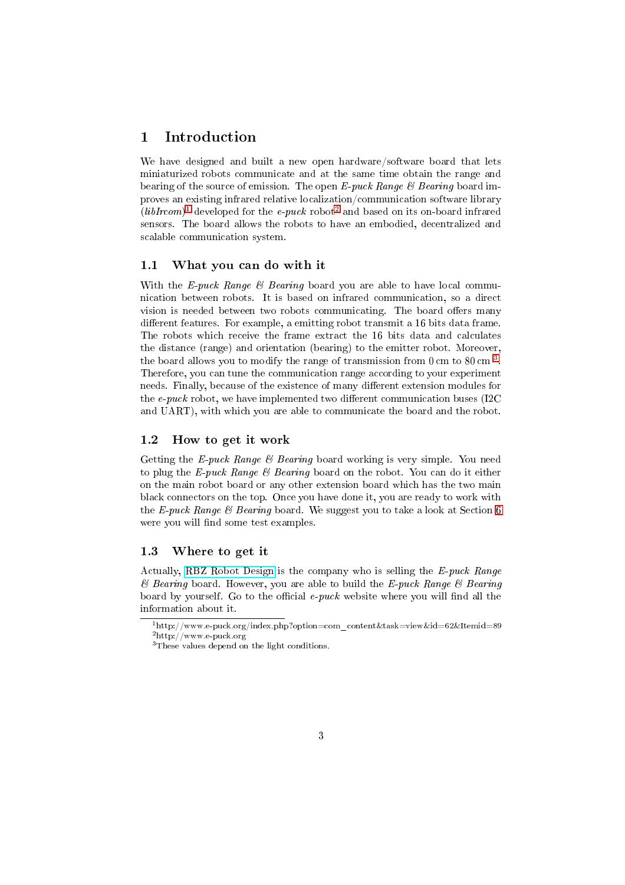# 1 Introduction

We have designed and built a new open hardware/software board that lets miniaturized robots communicate and at the same time obtain the range and bearing of the source of emission. The open *E-puck Range & Bearing* board improves an existing infrared relative localization/communication software library (*libIrcom*)[1] developed for the *e-puck* robot[2] and based on its on-board infrared sensors. The board allows the robots to have an embodied, decentralized and scalable communication system.

## 1.1 What you can do with it

With the *E-puck Range & Bearing* board you are able to have local communication between robots. It is based on infrared communication, so a direct vision is needed between two robots communicating. The board offers many different features. For example, a emitting robot transmit a 16 bits data frame. The robots which receive the frame extract the 16 bits data and calculates the distance (range) and orientation (bearing) to the emitter robot. Moreover, the board allows you to modify the range of transmission from 0 cm to 80 cm [3]. Therefore, you can tune the communication range according to your experiment needs. Finally, because of the existence of many different extension modules for the *e-puck* robot, we have implemented two different communication buses (I2C and UART), with which you are able to communicate the board and the robot.

## 1.2 How to get it work

Getting the *E-puck Range & Bearing* board working is very simple. You need to plug the *E-puck Range & Bearing* board on the robot. You can do it either on the main robot board or any other extension board which has the two main black connectors on the top. Once you have done it, you are ready to work with the *E-puck Range & Bearing* board. We suggest you to take a look at Section 6 were you will find some test examples.

## 1.3 Where to get it

Actually, RBZ Robot Design is the company who is selling the *E-puck Range & Bearing* board. However, you are able to build the *E-puck Range & Bearing* board by yourself. Go to the official *e-puck* website where you will find all the information about it.

---

[1] http://www.e-puck.org/index.php?option=com_content&task=view&id=62&Itemid=89

[2] http://www.e-puck.org

[3] These values depend on the light conditions.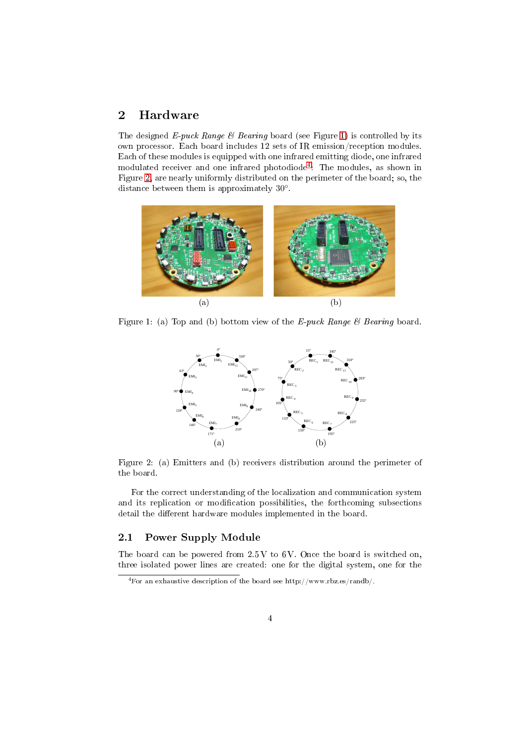## 2 Hardware

The designed *E-puck Range & Bearing* board (see Figure 1) is controlled by its own processor. Each board includes 12 sets of IR emission/reception modules. Each of these modules is equipped with one infrared emitting diode, one infrared modulated receiver and one infrared photodiode[4]. The modules, as shown in Figure 2, are nearly uniformly distributed on the perimeter of the board; so, the distance between them is approximately 30°.

(a) (b)

Figure 1: (a) Top and (b) bottom view of the *E-puck Range & Bearing* board.

(a) (b)

Figure 2: (a) Emitters and (b) receivers distribution around the perimeter of the board.

For the correct understanding of the localization and communication system and its replication or modification possibilities, the forthcoming subsections detail the different hardware modules implemented in the board.

### 2.1 Power Supply Module

The board can be powered from 2.5 V to 6 V. Once the board is switched on, three isolated power lines are created: one for the digital system, one for the

[4] For an exhaustive description of the board see http://www.rbz.es/randb/.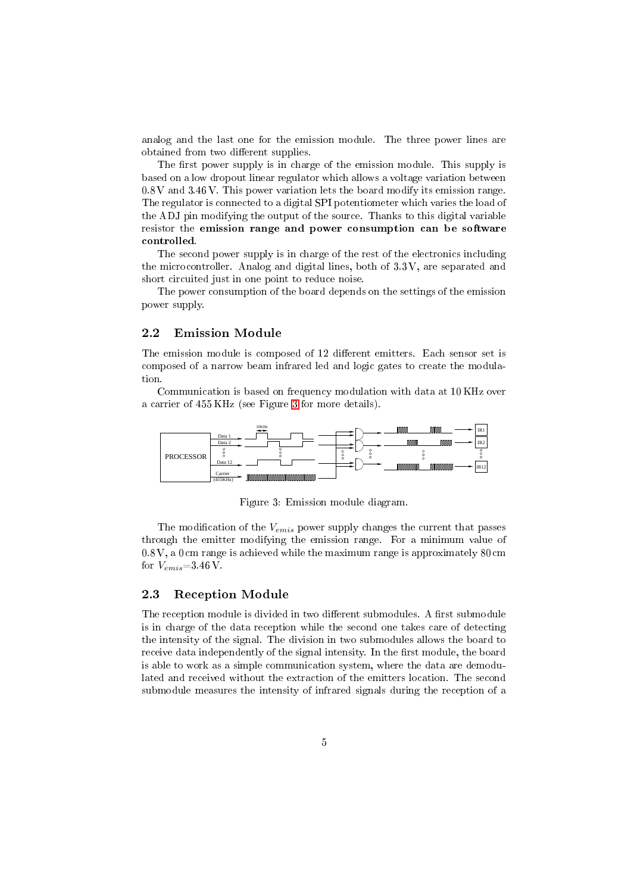analog and the last one for the emission module. The three power lines are obtained from two different supplies.

The first power supply is in charge of the emission module. This supply is based on a low dropout linear regulator which allows a voltage variation between 0.8 V and 3.46 V. This power variation lets the board modify its emission range. The regulator is connected to a digital SPI potentiometer which varies the load of the ADJ pin modifying the output of the source. Thanks to this digital variable resistor the **emission range and power consumption can be software controlled**.

The second power supply is in charge of the rest of the electronics including the microcontroller. Analog and digital lines, both of 3.3 V, are separated and short circuited just in one point to reduce noise.

The power consumption of the board depends on the settings of the emission power supply.

## 2.2 Emission Module

The emission module is composed of 12 different emitters. Each sensor set is composed of a narrow beam infrared led and logic gates to create the modulation.

Communication is based on frequency modulation with data at 10 KHz over a carrier of 455 KHz (see Figure 3 for more details).

Figure 3: Emission module diagram.

The modification of the $V_{emis}$ power supply changes the current that passes through the emitter modifying the emission range. For a minimum value of 0.8 V, a 0 cm range is achieved while the maximum range is approximately 80 cm for $V_{emis}$=3.46 V.

## 2.3 Reception Module

The reception module is divided in two different submodules. A first submodule is in charge of the data reception while the second one takes care of detecting the intensity of the signal. The division in two submodules allows the board to receive data independently of the signal intensity. In the first module, the board is able to work as a simple communication system, where the data are demodulated and received without the extraction of the emitters location. The second submodule measures the intensity of infrared signals during the reception of a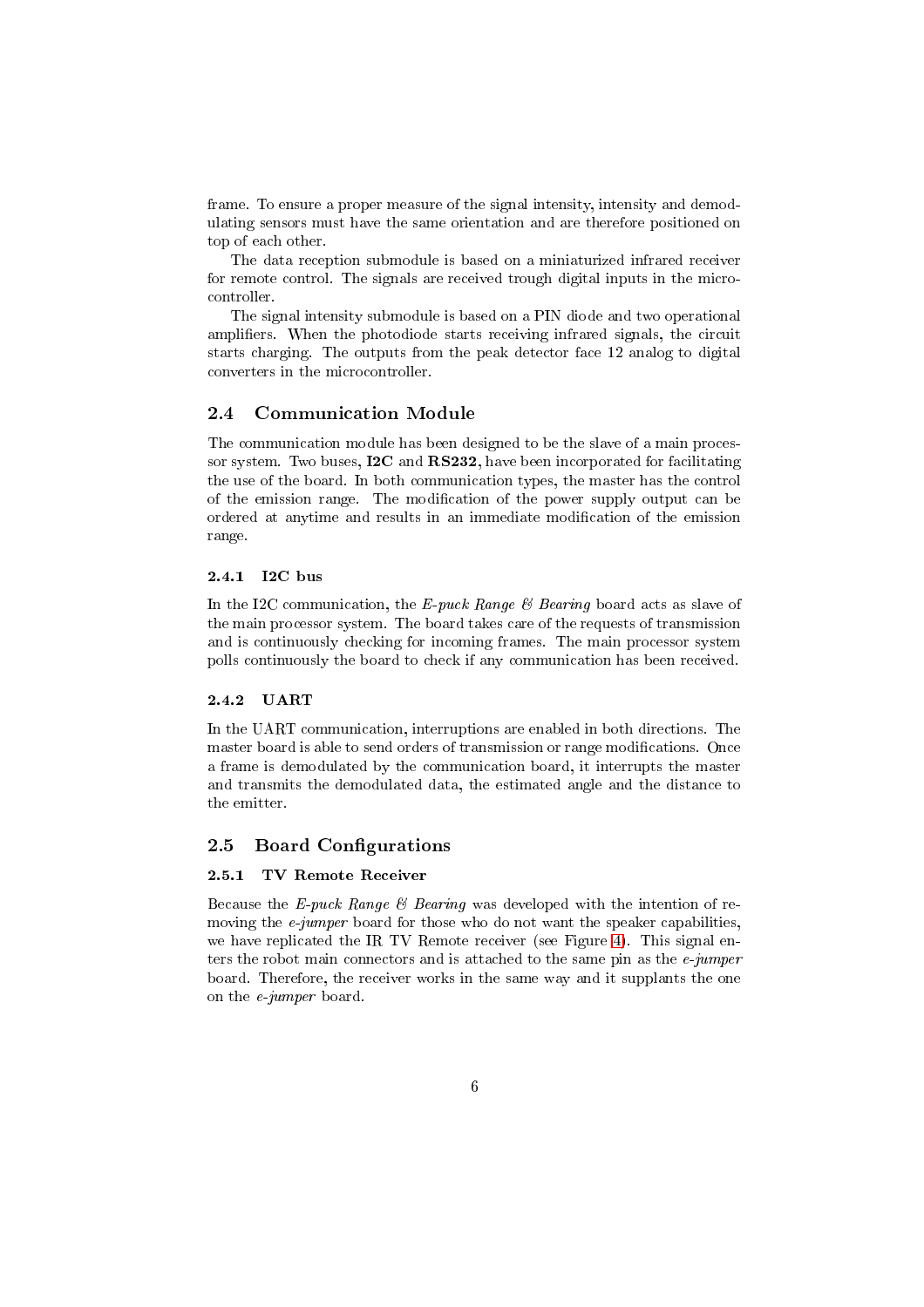frame. To ensure a proper measure of the signal intensity, intensity and demodulating sensors must have the same orientation and are therefore positioned on top of each other.

The data reception submodule is based on a miniaturized infrared receiver for remote control. The signals are received trough digital inputs in the microcontroller.

The signal intensity submodule is based on a PIN diode and two operational amplifiers. When the photodiode starts receiving infrared signals, the circuit starts charging. The outputs from the peak detector face 12 analog to digital converters in the microcontroller.

## 2.4 Communication Module

The communication module has been designed to be the slave of a main processor system. Two buses, **I2C** and **RS232**, have been incorporated for facilitating the use of the board. In both communication types, the master has the control of the emission range. The modification of the power supply output can be ordered at anytime and results in an immediate modification of the emission range.

### 2.4.1 I2C bus

In the I2C communication, the *E-puck Range & Bearing* board acts as slave of the main processor system. The board takes care of the requests of transmission and is continuously checking for incoming frames. The main processor system polls continuously the board to check if any communication has been received.

### 2.4.2 UART

In the UART communication, interruptions are enabled in both directions. The master board is able to send orders of transmission or range modifications. Once a frame is demodulated by the communication board, it interrupts the master and transmits the demodulated data, the estimated angle and the distance to the emitter.

## 2.5 Board Configurations

### 2.5.1 TV Remote Receiver

Because the *E-puck Range & Bearing* was developed with the intention of removing the *e-jumper* board for those who do not want the speaker capabilities, we have replicated the IR TV Remote receiver (see Figure 4). This signal enters the robot main connectors and is attached to the same pin as the *e-jumper* board. Therefore, the receiver works in the same way and it supplants the one on the *e-jumper* board.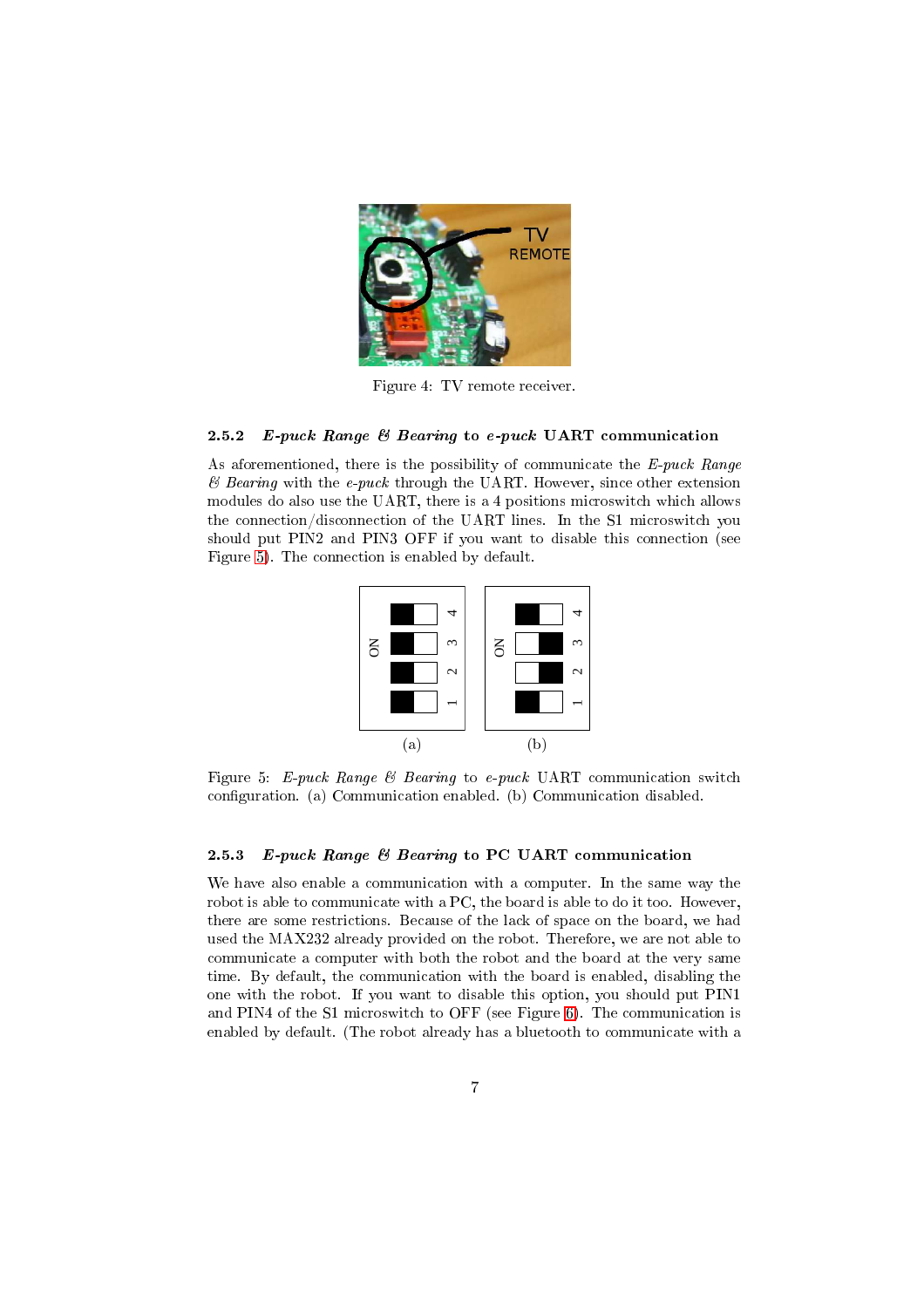Figure 4: TV remote receiver.

### 2.5.2 *E-puck Range & Bearing* to *e-puck* UART communication

As aforementioned, there is the possibility of communicate the *E-puck Range & Bearing* with the *e-puck* through the UART. However, since other extension modules do also use the UART, there is a 4 positions microswitch which allows the connection/disconnection of the UART lines. In the S1 microswitch you should put PIN2 and PIN3 OFF if you want to disable this connection (see Figure 5). The connection is enabled by default.

Figure 5: *E-puck Range & Bearing* to *e-puck* UART communication switch configuration. (a) Communication enabled. (b) Communication disabled.

### 2.5.3 *E-puck Range & Bearing* to PC UART communication

We have also enable a communication with a computer. In the same way the robot is able to communicate with a PC, the board is able to do it too. However, there are some restrictions. Because of the lack of space on the board, we had used the MAX232 already provided on the robot. Therefore, we are not able to communicate a computer with both the robot and the board at the very same time. By default, the communication with the board is enabled, disabling the one with the robot. If you want to disable this option, you should put PIN1 and PIN4 of the S1 microswitch to OFF (see Figure 6). The communication is enabled by default. (The robot already has a bluetooth to communicate with a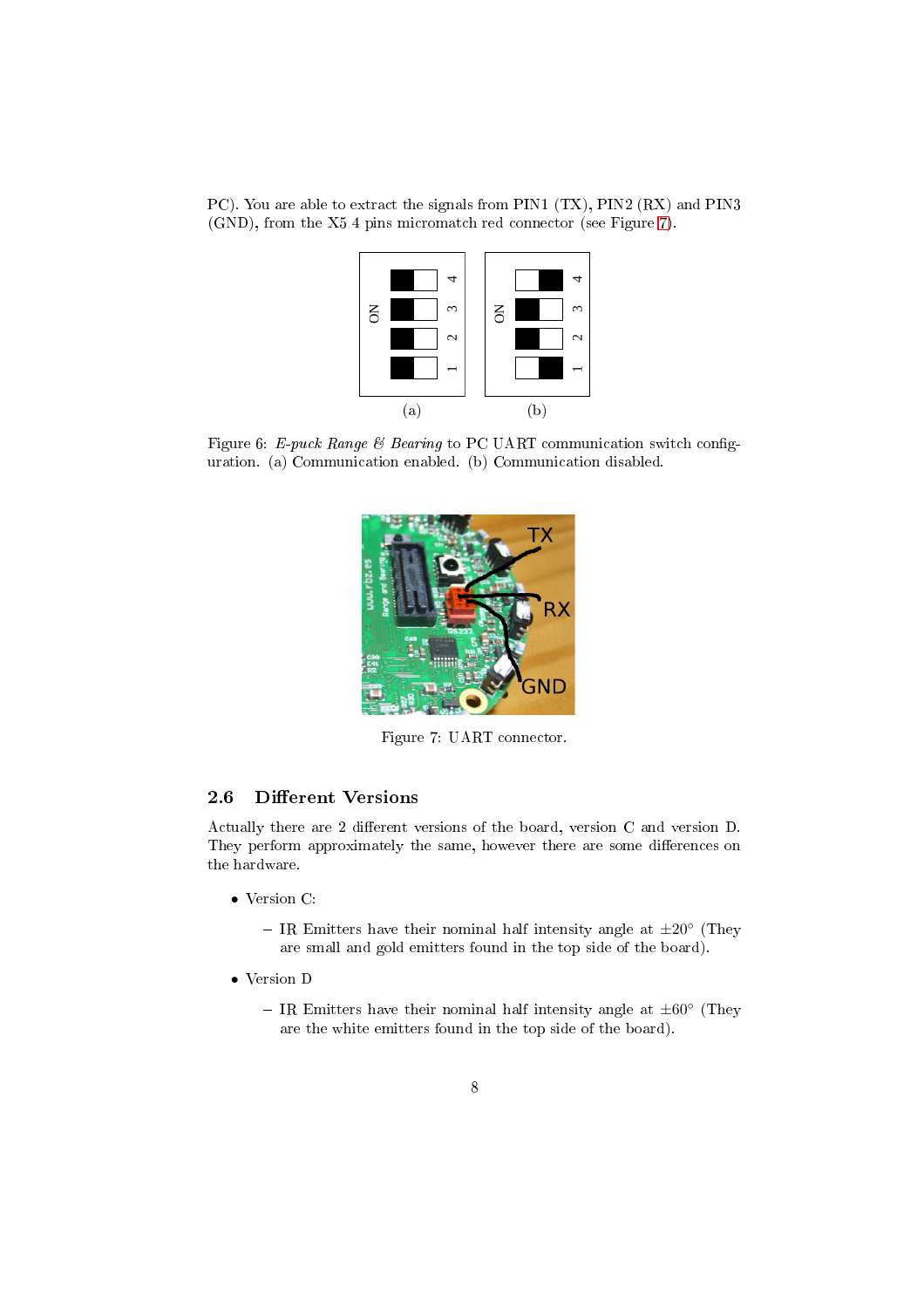PC). You are able to extract the signals from PIN1 (TX), PIN2 (RX) and PIN3 (GND), from the X5 4 pins micromatch red connector (see Figure 7).

(a) (b)

Figure 6: *E-puck Range & Bearing* to PC UART communication switch configuration. (a) Communication enabled. (b) Communication disabled.

Figure 7: UART connector.

## 2.6 Different Versions

Actually there are 2 different versions of the board, version C and version D. They perform approximately the same, however there are some differences on the hardware.

- Version C:
  - IR Emitters have their nominal half intensity angle at $\pm 20^{\circ}$ (They are small and gold emitters found in the top side of the board).
- Version D
  - IR Emitters have their nominal half intensity angle at $\pm 60^{\circ}$ (They are the white emitters found in the top side of the board).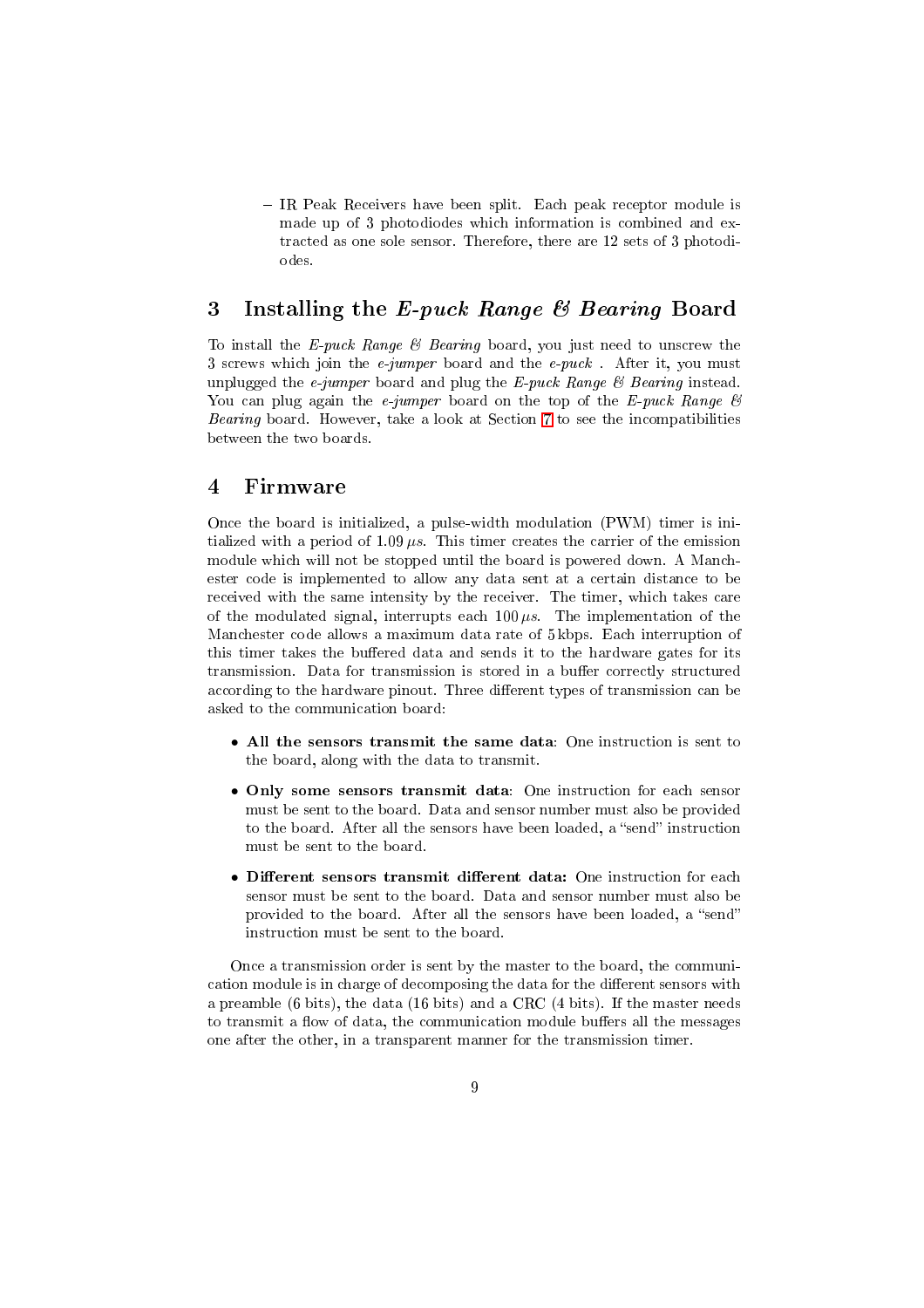- IR Peak Receivers have been split. Each peak receptor module is made up of 3 photodiodes which information is combined and extracted as one sole sensor. Therefore, there are 12 sets of 3 photodiodes.

## 3 Installing the *E-puck Range & Bearing* Board

To install the *E-puck Range & Bearing* board, you just need to unscrew the 3 screws which join the *e-jumper* board and the *e-puck* . After it, you must unplugged the *e-jumper* board and plug the *E-puck Range & Bearing* instead. You can plug again the *e-jumper* board on the top of the *E-puck Range & Bearing* board. However, take a look at Section 7 to see the incompatibilities between the two boards.

## 4 Firmware

Once the board is initialized, a pulse-width modulation (PWM) timer is initialized with a period of $1.09\,\mu s$. This timer creates the carrier of the emission module which will not be stopped until the board is powered down. A Manchester code is implemented to allow any data sent at a certain distance to be received with the same intensity by the receiver. The timer, which takes care of the modulated signal, interrupts each $100\,\mu s$. The implementation of the Manchester code allows a maximum data rate of 5 kbps. Each interruption of this timer takes the buffered data and sends it to the hardware gates for its transmission. Data for transmission is stored in a buffer correctly structured according to the hardware pinout. Three different types of transmission can be asked to the communication board:

- **All the sensors transmit the same data**: One instruction is sent to the board, along with the data to transmit.
- **Only some sensors transmit data**: One instruction for each sensor must be sent to the board. Data and sensor number must also be provided to the board. After all the sensors have been loaded, a "send" instruction must be sent to the board.
- **Different sensors transmit different data:** One instruction for each sensor must be sent to the board. Data and sensor number must also be provided to the board. After all the sensors have been loaded, a "send" instruction must be sent to the board.

Once a transmission order is sent by the master to the board, the communication module is in charge of decomposing the data for the different sensors with a preamble (6 bits), the data (16 bits) and a CRC (4 bits). If the master needs to transmit a flow of data, the communication module buffers all the messages one after the other, in a transparent manner for the transmission timer.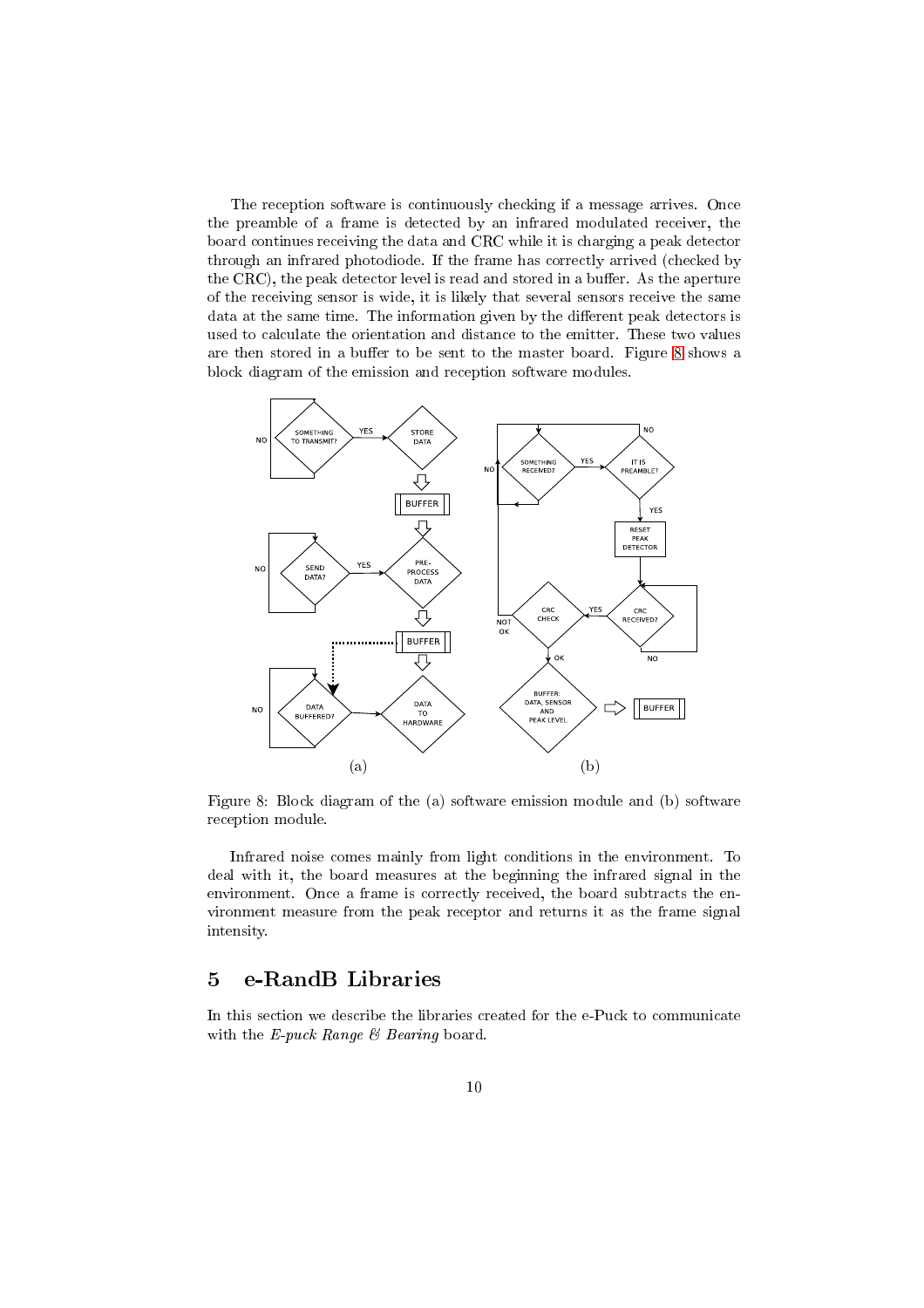The reception software is continuously checking if a message arrives. Once the preamble of a frame is detected by an infrared modulated receiver, the board continues receiving the data and CRC while it is charging a peak detector through an infrared photodiode. If the frame has correctly arrived (checked by the CRC), the peak detector level is read and stored in a buffer. As the aperture of the receiving sensor is wide, it is likely that several sensors receive the same data at the same time. The information given by the different peak detectors is used to calculate the orientation and distance to the emitter. These two values are then stored in a buffer to be sent to the master board. Figure 8 shows a block diagram of the emission and reception software modules.

Figure 8: Block diagram of the (a) software emission module and (b) software reception module.

Infrared noise comes mainly from light conditions in the environment. To deal with it, the board measures at the beginning the infrared signal in the environment. Once a frame is correctly received, the board subtracts the environment measure from the peak receptor and returns it as the frame signal intensity.

## 5 e-RandB Libraries

In this section we describe the libraries created for the e-Puck to communicate with the *E-puck Range & Bearing* board.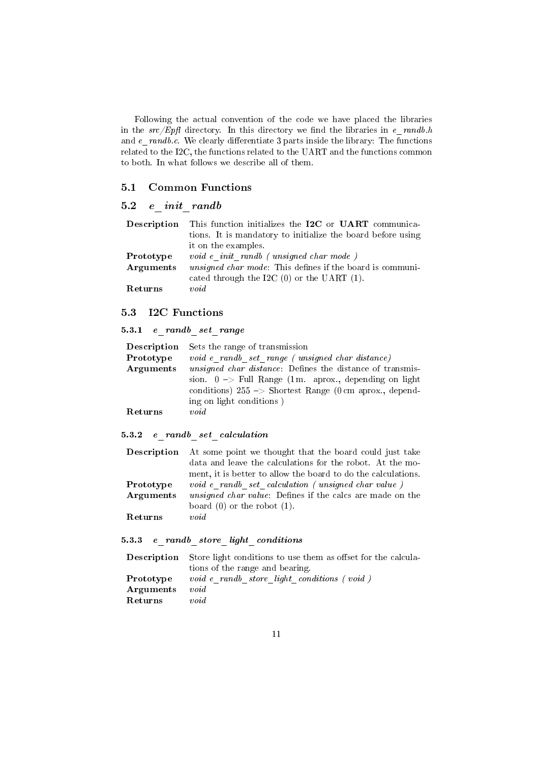Following the actual convention of the code we have placed the libraries in the *src/Epfl* directory. In this directory we find the libraries in *e_randb.h* and *e_randb.c*. We clearly differentiate 3 parts inside the library: The functions related to the I2C, the functions related to the UART and the functions common to both. In what follows we describe all of them.

## 5.1 Common Functions

## 5.2 *e_init_randb*

| | |
|---|---|
| **Description** | This function initializes the **I2C** or **UART** communications. It is mandatory to initialize the board before using it on the examples. |
| **Prototype** | *void e_init_randb ( unsigned char mode )* |
| **Arguments** | *unsigned char mode*: This defines if the board is communicated through the I2C (0) or the UART (1). |
| **Returns** | *void* |

## 5.3 I2C Functions

### 5.3.1 *e_randb_set_range*

| | |
|---|---|
| **Description** | Sets the range of transmission |
| **Prototype** | *void e_randb_set_range ( unsigned char distance)* |
| **Arguments** | *unsigned char distance*: Defines the distance of transmission. 0 –> Full Range (1 m. aprox., depending on light conditions) 255 –> Shortest Range (0 cm aprox., depending on light conditions ) |
| **Returns** | *void* |

### 5.3.2 *e_randb_set_calculation*

| | |
|---|---|
| **Description** | At some point we thought that the board could just take data and leave the calculations for the robot. At the moment, it is better to allow the board to do the calculations. |
| **Prototype** | *void e_randb_set_calculation ( unsigned char value )* |
| **Arguments** | *unsigned char value*: Defines if the calcs are made on the board (0) or the robot (1). |
| **Returns** | *void* |

### 5.3.3 *e_randb_store_light_conditions*

| | |
|---|---|
| **Description** | Store light conditions to use them as offset for the calculations of the range and bearing. |
| **Prototype** | *void e_randb_store_light_conditions ( void )* |
| **Arguments** | *void* |
| **Returns** | *void* |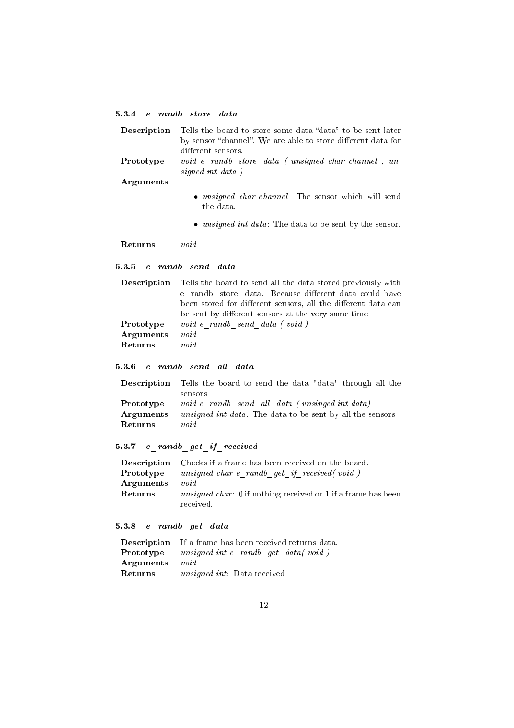#### 5.3.4 *e_randb_store_data*

| | |
|---|---|
| **Description** | Tells the board to store some data "data" to be sent later by sensor "channel". We are able to store different data for different sensors. |
| **Prototype** | *void e_randb_store_data ( unsigned char channel , unsigned int data )* |
| **Arguments** | • *unsigned char channel*: The sensor which will send the data.<br>• *unsigned int data*: The data to be sent by the sensor. |
| **Returns** | *void* |

#### 5.3.5 *e_randb_send_data*

| | |
|---|---|
| **Description** | Tells the board to send all the data stored previously with e_randb_store_data. Because different data could have been stored for different sensors, all the different data can be sent by different sensors at the very same time. |
| **Prototype** | *void e_randb_send_data ( void )* |
| **Arguments** | *void* |
| **Returns** | *void* |

#### 5.3.6 *e_randb_send_all_data*

| | |
|---|---|
| **Description** | Tells the board to send the data "data" through all the sensors |
| **Prototype** | *void e_randb_send_all_data ( unsinged int data)* |
| **Arguments** | *unsigned int data*: The data to be sent by all the sensors |
| **Returns** | *void* |

#### 5.3.7 *e_randb_get_if_received*

| | |
|---|---|
| **Description** | Checks if a frame has been received on the board. |
| **Prototype** | *unsigned char e_randb_get_if_received( void )* |
| **Arguments** | *void* |
| **Returns** | *unsigned char*: 0 if nothing received or 1 if a frame has been received. |

#### 5.3.8 *e_randb_get_data*

| | |
|---|---|
| **Description** | If a frame has been received returns data. |
| **Prototype** | *unsigned int e_randb_get_data( void )* |
| **Arguments** | *void* |
| **Returns** | *unsigned int*: Data received |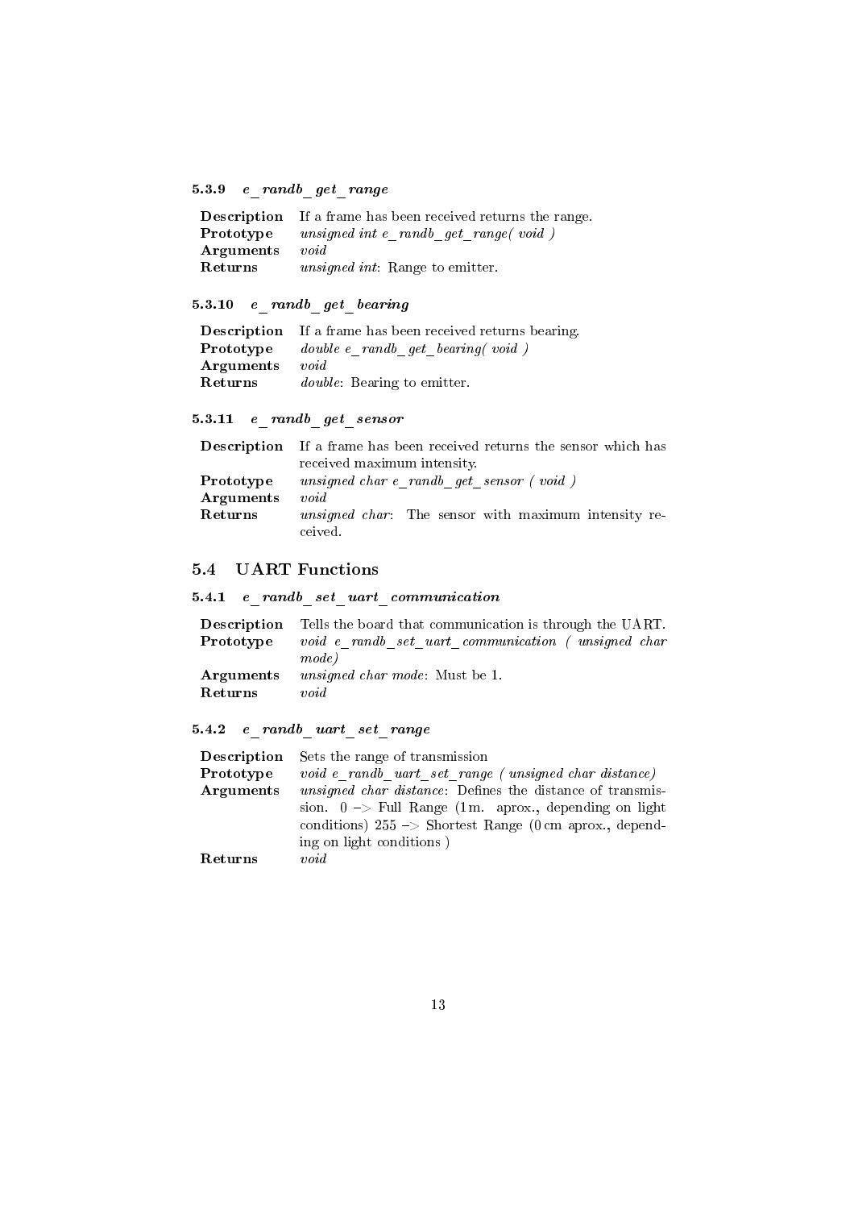#### 5.3.9 *e_randb_get_range*

| | |
|---|---|
| **Description** | If a frame has been received returns the range. |
| **Prototype** | *unsigned int e_randb_get_range( void )* |
| **Arguments** | *void* |
| **Returns** | *unsigned int*: Range to emitter. |

#### 5.3.10 *e_randb_get_bearing*

| | |
|---|---|
| **Description** | If a frame has been received returns bearing. |
| **Prototype** | *double e_randb_get_bearing( void )* |
| **Arguments** | *void* |
| **Returns** | *double*: Bearing to emitter. |

#### 5.3.11 *e_randb_get_sensor*

| | |
|---|---|
| **Description** | If a frame has been received returns the sensor which has received maximum intensity. |
| **Prototype** | *unsigned char e_randb_get_sensor ( void )* |
| **Arguments** | *void* |
| **Returns** | *unsigned char*: The sensor with maximum intensity received. |

### 5.4 UART Functions

#### 5.4.1 *e_randb_set_uart_communication*

| | |
|---|---|
| **Description** | Tells the board that communication is through the UART. |
| **Prototype** | *void e_randb_set_uart_communication ( unsigned char mode)* |
| **Arguments** | *unsigned char mode*: Must be 1. |
| **Returns** | *void* |

#### 5.4.2 *e_randb_uart_set_range*

| | |
|---|---|
| **Description** | Sets the range of transmission |
| **Prototype** | *void e_randb_uart_set_range ( unsigned char distance)* |
| **Arguments** | *unsigned char distance*: Defines the distance of transmission. 0 –> Full Range (1 m. aprox., depending on light conditions) 255 –> Shortest Range (0 cm aprox., depending on light conditions ) |
| **Returns** | *void* |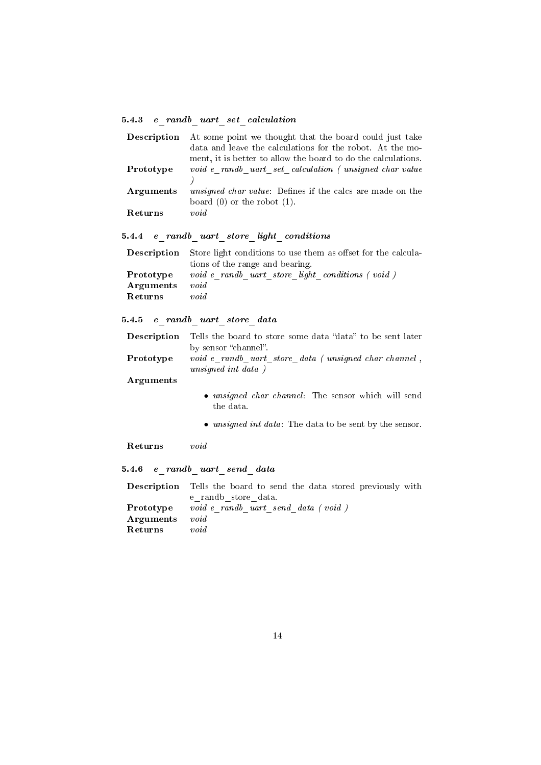#### 5.4.3 *e_randb_uart_set_calculation*

**Description** At some point we thought that the board could just take data and leave the calculations for the robot. At the moment, it is better to allow the board to do the calculations.

**Prototype** *void e_randb_uart_set_calculation ( unsigned char value )*

**Arguments** *unsigned char value*: Defines if the calcs are made on the board (0) or the robot (1).

**Returns** *void*

#### 5.4.4 *e_randb_uart_store_light_conditions*

**Description** Store light conditions to use them as offset for the calculations of the range and bearing.

**Prototype** *void e_randb_uart_store_light_conditions ( void )*

**Arguments** *void*

**Returns** *void*

#### 5.4.5 *e_randb_uart_store_data*

**Description** Tells the board to store some data "data" to be sent later by sensor "channel".

**Prototype** *void e_randb_uart_store_data ( unsigned char channel , unsigned int data )*

**Arguments**

- *unsigned char channel*: The sensor which will send the data.
- *unsigned int data*: The data to be sent by the sensor.

**Returns** *void*

#### 5.4.6 *e_randb_uart_send_data*

**Description** Tells the board to send the data stored previously with e_randb_store_data.

**Prototype** *void e_randb_uart_send_data ( void )*

**Arguments** *void*

**Returns** *void*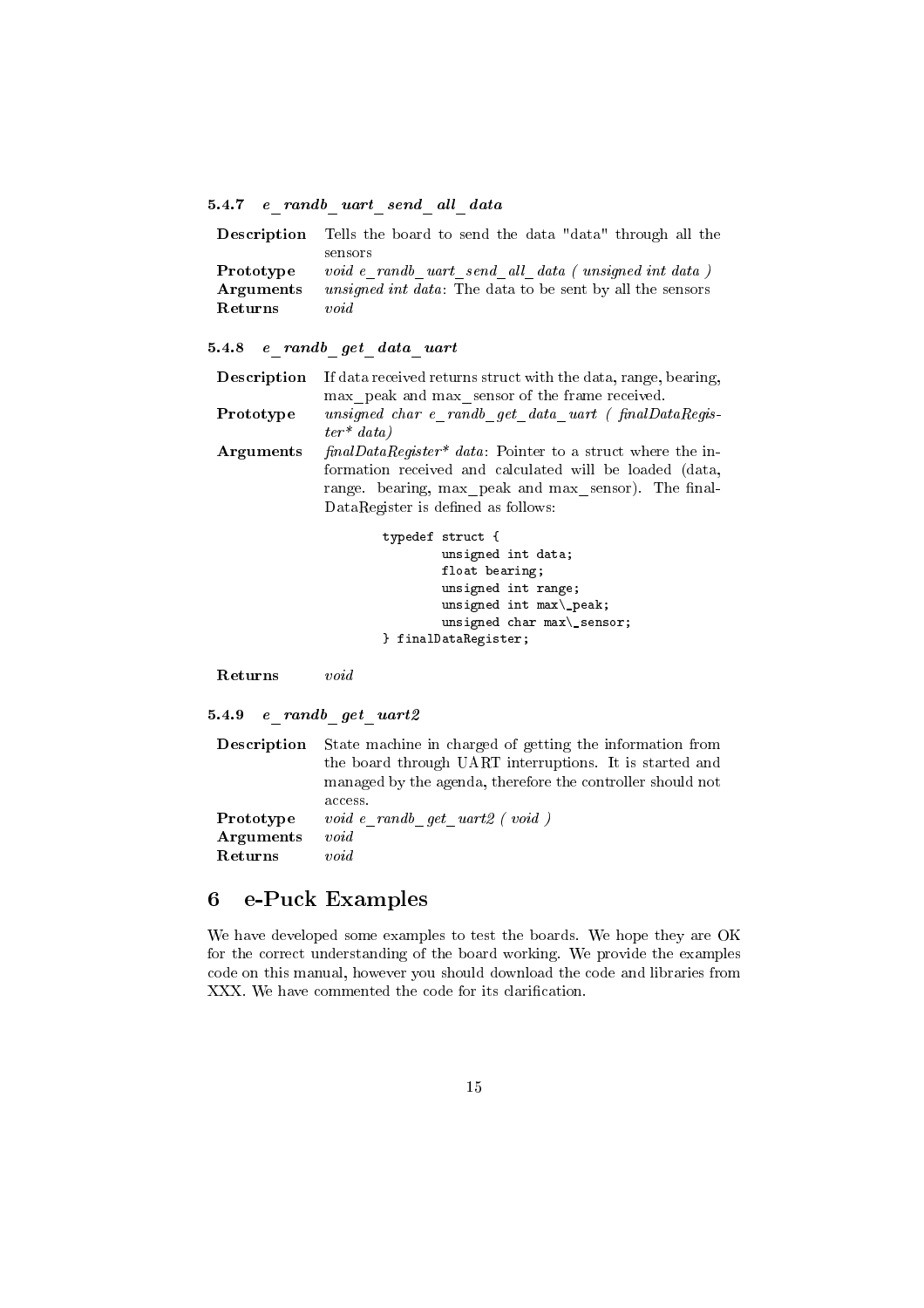### 5.4.7 *e_randb_uart_send_all_data*

| | |
|---|---|
| **Description** | Tells the board to send the data "data" through all the sensors |
| **Prototype** | *void e_randb_uart_send_all_data ( unsigned int data )* |
| **Arguments** | *unsigned int data*: The data to be sent by all the sensors |
| **Returns** | *void* |

### 5.4.8 *e_randb_get_data_uart*

**Description** If data received returns struct with the data, range, bearing, max_peak and max_sensor of the frame received.

**Prototype** *unsigned char e_randb_get_data_uart ( finalDataRegister* data)*

**Arguments** *finalDataRegister* data*: Pointer to a struct where the information received and calculated will be loaded (data, range. bearing, max_peak and max_sensor). The finalDataRegister is defined as follows:

```
typedef struct {
        unsigned int data;
        float bearing;
        unsigned int range;
        unsigned int max\_peak;
        unsigned char max\_sensor;
} finalDataRegister;
```

**Returns** *void*

### 5.4.9 *e_randb_get_uart2*

| | |
|---|---|
| **Description** | State machine in charged of getting the information from the board through UART interruptions. It is started and managed by the agenda, therefore the controller should not access. |
| **Prototype** | *void e_randb_get_uart2 ( void )* |
| **Arguments** | *void* |
| **Returns** | *void* |

# 6 e-Puck Examples

We have developed some examples to test the boards. We hope they are OK for the correct understanding of the board working. We provide the examples code on this manual, however you should download the code and libraries from XXX. We have commented the code for its clarification.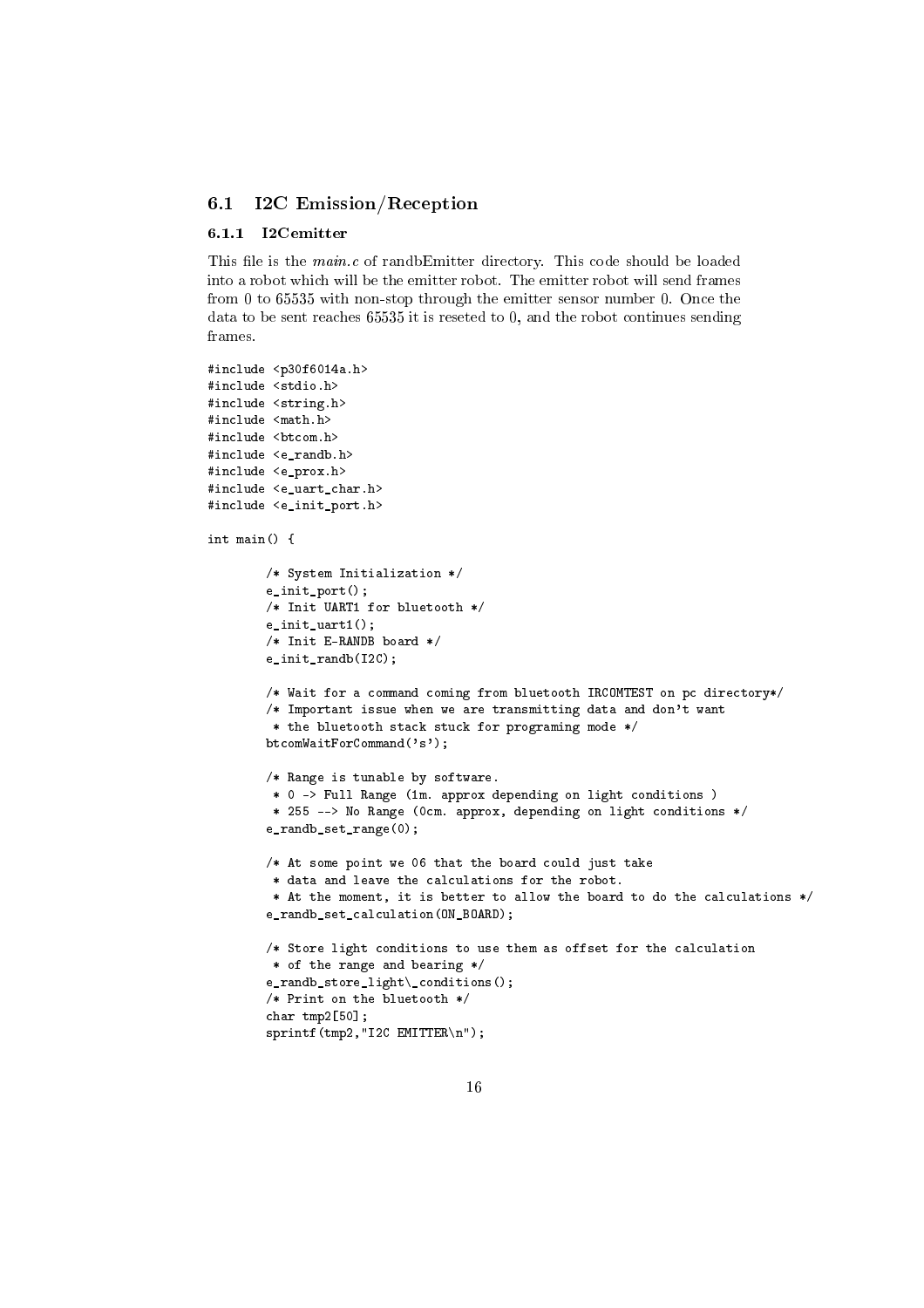## 6.1 I2C Emission/Reception

### 6.1.1 I2Cemitter

This file is the *main.c* of randbEmitter directory. This code should be loaded into a robot which will be the emitter robot. The emitter robot will send frames from 0 to 65535 with non-stop through the emitter sensor number 0. Once the data to be sent reaches 65535 it is reseted to 0, and the robot continues sending frames.

```
#include <p30f6014a.h>
#include <stdio.h>
#include <string.h>
#include <math.h>
#include <btcom.h>
#include <e_randb.h>
#include <e_prox.h>
#include <e_uart_char.h>
#include <e_init_port.h>

int main() {

        /* System Initialization */
        e_init_port();
        /* Init UART1 for bluetooth */
        e_init_uart1();
        /* Init E-RANDB board */
        e_init_randb(I2C);

        /* Wait for a command coming from bluetooth IRCOMTEST on pc directory*/
        /* Important issue when we are transmitting data and don't want
         * the bluetooth stack stuck for programing mode */
        btcomWaitForCommand('s');

        /* Range is tunable by software.
         * 0 -> Full Range (1m. approx depending on light conditions )
         * 255 --> No Range (0cm. approx, depending on light conditions */
        e_randb_set_range(0);

        /* At some point we 06 that the board could just take
         * data and leave the calculations for the robot.
         * At the moment, it is better to allow the board to do the calculations */
        e_randb_set_calculation(ON_BOARD);

        /* Store light conditions to use them as offset for the calculation
         * of the range and bearing */
        e_randb_store_light\_conditions();
        /* Print on the bluetooth */
        char tmp2[50];
        sprintf(tmp2,"I2C EMITTER\n");
```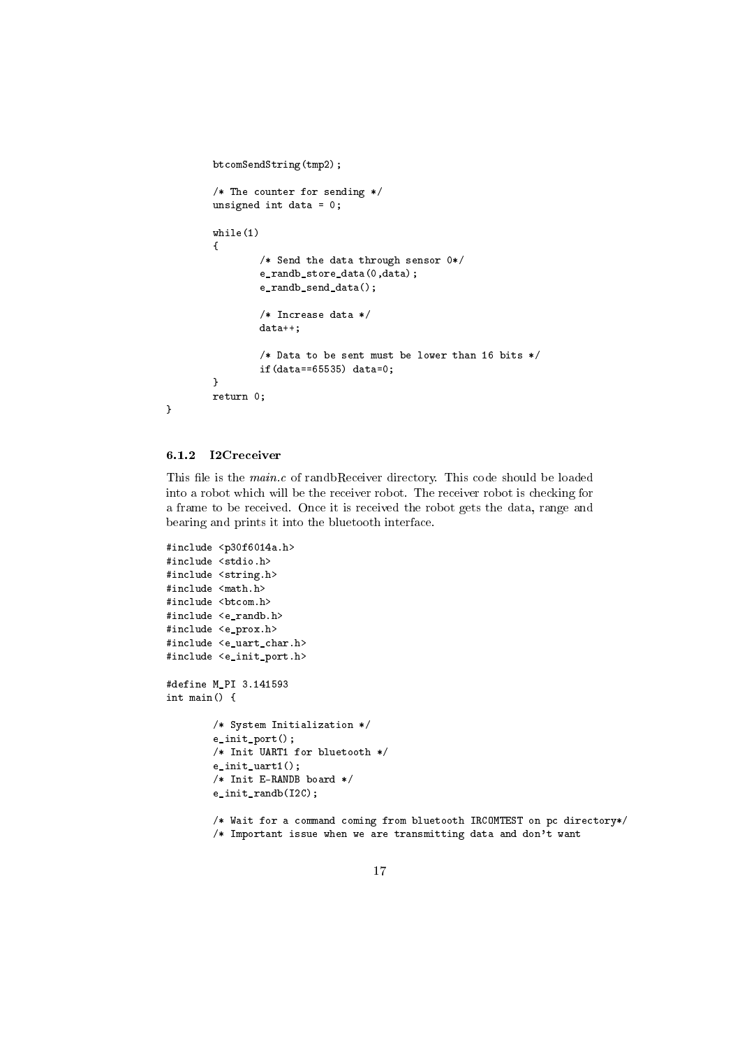```
        btcomSendString(tmp2);

        /* The counter for sending */
        unsigned int data = 0;

        while(1)
        {
                /* Send the data through sensor 0*/
                e_randb_store_data(0,data);
                e_randb_send_data();

                /* Increase data */
                data++;

                /* Data to be sent must be lower than 16 bits */
                if(data==65535) data=0;
        }
        return 0;
}
```

### 6.1.2 I2Creceiver

This file is the *main.c* of randbReceiver directory. This code should be loaded into a robot which will be the receiver robot. The receiver robot is checking for a frame to be received. Once it is received the robot gets the data, range and bearing and prints it into the bluetooth interface.

```
#include <p30f6014a.h>
#include <stdio.h>
#include <string.h>
#include <math.h>
#include <btcom.h>
#include <e_randb.h>
#include <e_prox.h>
#include <e_uart_char.h>
#include <e_init_port.h>

#define M_PI 3.141593
int main() {

        /* System Initialization */
        e_init_port();
        /* Init UART1 for bluetooth */
        e_init_uart1();
        /* Init E-RANDB board */
        e_init_randb(I2C);

        /* Wait for a command coming from bluetooth IRCOMTEST on pc directory*/
        /* Important issue when we are transmitting data and don't want
```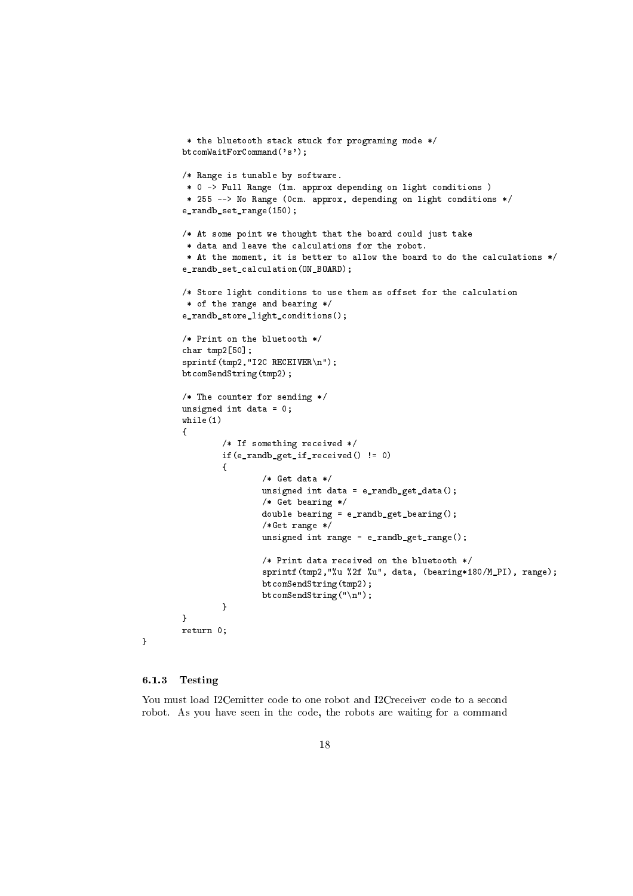```
         * the bluetooth stack stuck for programing mode */
        btcomWaitForCommand('s');

        /* Range is tunable by software.
         * 0 -> Full Range (1m. approx depending on light conditions )
         * 255 --> No Range (0cm. approx, depending on light conditions */
        e_randb_set_range(150);

        /* At some point we thought that the board could just take
         * data and leave the calculations for the robot.
         * At the moment, it is better to allow the board to do the calculations */
        e_randb_set_calculation(ON_BOARD);

        /* Store light conditions to use them as offset for the calculation
         * of the range and bearing */
        e_randb_store_light_conditions();

        /* Print on the bluetooth */
        char tmp2[50];
        sprintf(tmp2,"I2C RECEIVER\n");
        btcomSendString(tmp2);

        /* The counter for sending */
        unsigned int data = 0;
        while(1)
        {
                /* If something received */
                if(e_randb_get_if_received() != 0)
                {
                        /* Get data */
                        unsigned int data = e_randb_get_data();
                        /* Get bearing */
                        double bearing = e_randb_get_bearing();
                        /*Get range */
                        unsigned int range = e_randb_get_range();

                        /* Print data received on the bluetooth */
                        sprintf(tmp2,"%u %2f %u", data, (bearing*180/M_PI), range);
                        btcomSendString(tmp2);
                        btcomSendString("\n");
                }
        }
        return 0;
}
```

### 6.1.3 Testing

You must load I2Cemitter code to one robot and I2Creceiver code to a second robot. As you have seen in the code, the robots are waiting for a command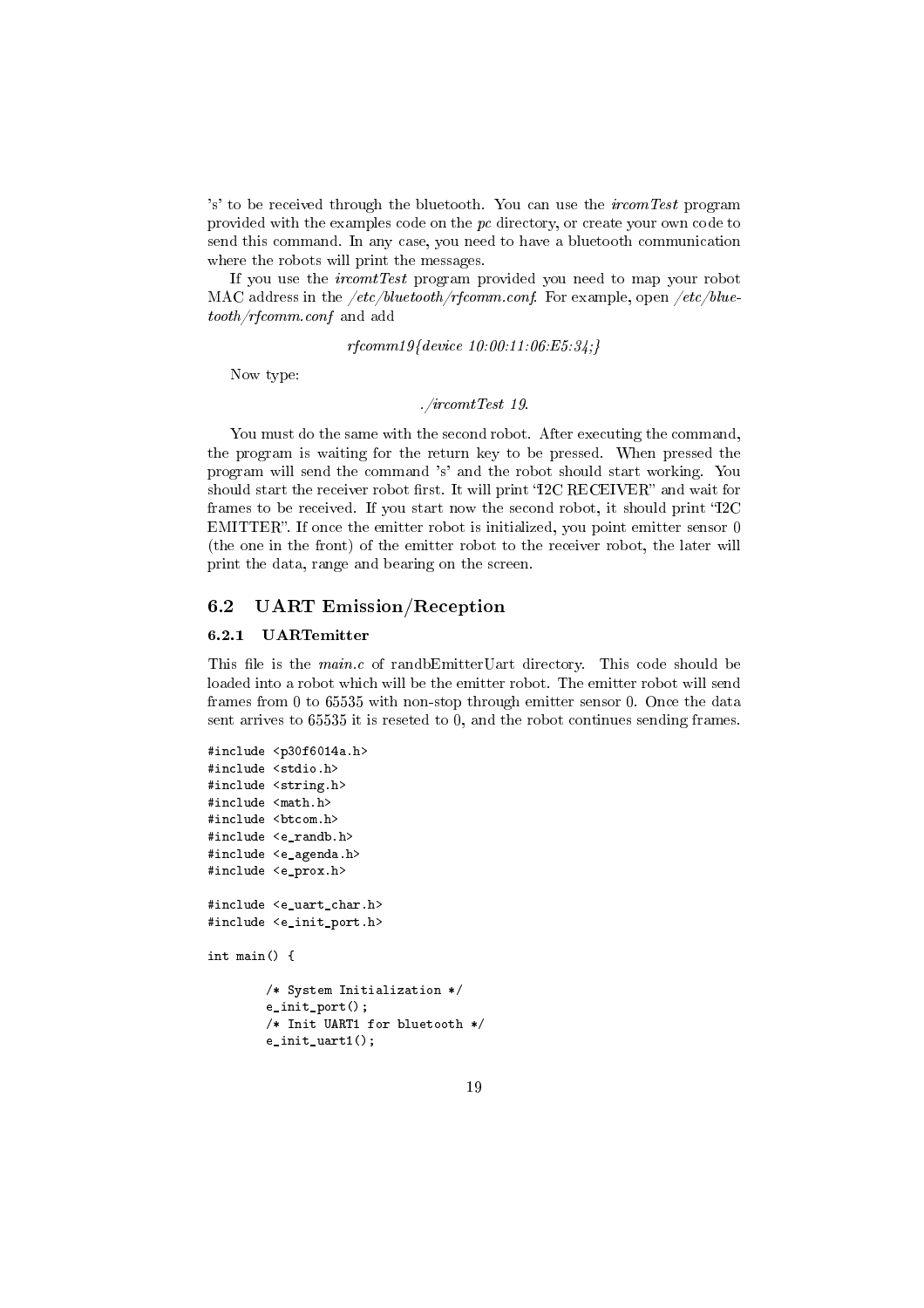's' to be received through the bluetooth. You can use the *ircomTest* program provided with the examples code on the *pc* directory, or create your own code to send this command. In any case, you need to have a bluetooth communication where the robots will print the messages.

If you use the *ircomtTest* program provided you need to map your robot MAC address in the */etc/bluetooth/rfcomm.conf*. For example, open */etc/bluetooth/rfcomm.conf* and add

*rfcomm19{device 10:00:11:06:E5:34;}*

Now type:

*./ircomtTest 19.*

You must do the same with the second robot. After executing the command, the program is waiting for the return key to be pressed. When pressed the program will send the command 's' and the robot should start working. You should start the receiver robot first. It will print "I2C RECEIVER" and wait for frames to be received. If you start now the second robot, it should print "I2C EMITTER". If once the emitter robot is initialized, you point emitter sensor 0 (the one in the front) of the emitter robot to the receiver robot, the later will print the data, range and bearing on the screen.

## 6.2 UART Emission/Reception

### 6.2.1 UARTemitter

This file is the *main.c* of randbEmitterUart directory. This code should be loaded into a robot which will be the emitter robot. The emitter robot will send frames from 0 to 65535 with non-stop through emitter sensor 0. Once the data sent arrives to 65535 it is reseted to 0, and the robot continues sending frames.

```
#include <p30f6014a.h>
#include <stdio.h>
#include <string.h>
#include <math.h>
#include <btcom.h>
#include <e_randb.h>
#include <e_agenda.h>
#include <e_prox.h>

#include <e_uart_char.h>
#include <e_init_port.h>

int main() {

        /* System Initialization */
        e_init_port();
        /* Init UART1 for bluetooth */
        e_init_uart1();
```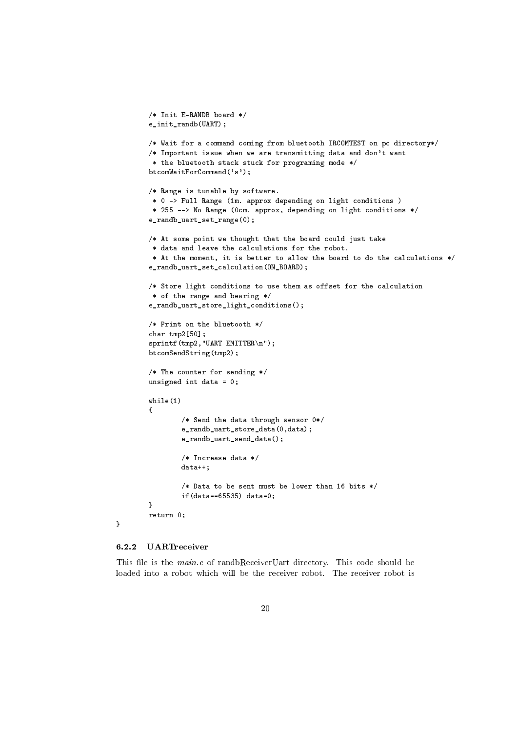```
	/* Init E-RANDB board */
	e_init_randb(UART);

	/* Wait for a command coming from bluetooth IRCOMTEST on pc directory*/
	/* Important issue when we are transmitting data and don't want
	 * the bluetooth stack stuck for programing mode */
	btcomWaitForCommand('s');

	/* Range is tunable by software.
	 * 0 -> Full Range (1m. approx depending on light conditions )
	 * 255 --> No Range (0cm. approx, depending on light conditions */
	e_randb_uart_set_range(0);

	/* At some point we thought that the board could just take
	 * data and leave the calculations for the robot.
	 * At the moment, it is better to allow the board to do the calculations */
	e_randb_uart_set_calculation(ON_BOARD);

	/* Store light conditions to use them as offset for the calculation
	 * of the range and bearing */
	e_randb_uart_store_light_conditions();

	/* Print on the bluetooth */
	char tmp2[50];
	sprintf(tmp2,"UART EMITTER\n");
	btcomSendString(tmp2);

	/* The counter for sending */
	unsigned int data = 0;

	while(1)
	{
		/* Send the data through sensor 0*/
		e_randb_uart_store_data(0,data);
		e_randb_uart_send_data();

		/* Increase data */
		data++;

		/* Data to be sent must be lower than 16 bits */
		if(data==65535) data=0;
	}
	return 0;
}
```

### 6.2.2 UARTreceiver

This file is the *main.c* of randbReceiverUart directory. This code should be loaded into a robot which will be the receiver robot. The receiver robot is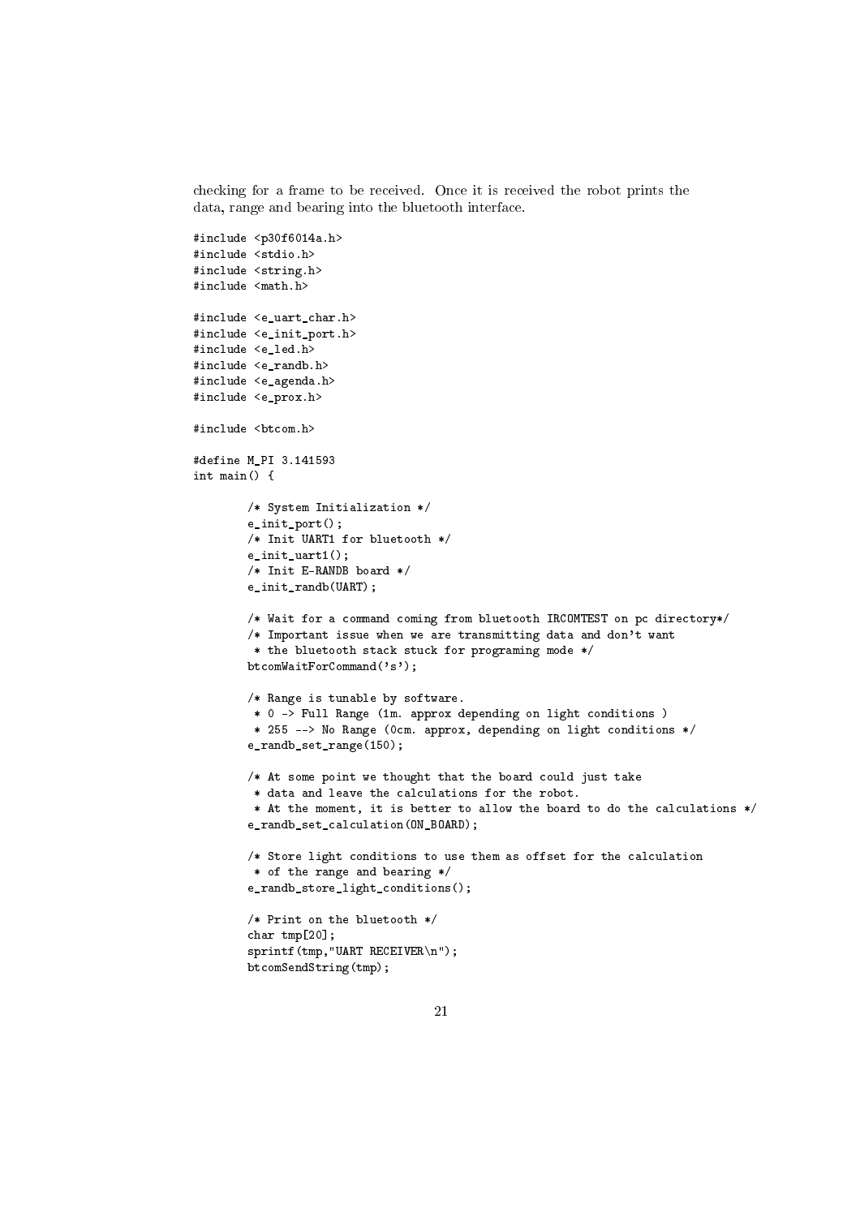checking for a frame to be received. Once it is received the robot prints the data, range and bearing into the bluetooth interface.

```
#include <p30f6014a.h>
#include <stdio.h>
#include <string.h>
#include <math.h>

#include <e_uart_char.h>
#include <e_init_port.h>
#include <e_led.h>
#include <e_randb.h>
#include <e_agenda.h>
#include <e_prox.h>

#include <btcom.h>

#define M_PI 3.141593
int main() {

        /* System Initialization */
        e_init_port();
        /* Init UART1 for bluetooth */
        e_init_uart1();
        /* Init E-RANDB board */
        e_init_randb(UART);

        /* Wait for a command coming from bluetooth IRCOMTEST on pc directory*/
        /* Important issue when we are transmitting data and don't want
         * the bluetooth stack stuck for programing mode */
        btcomWaitForCommand('s');

        /* Range is tunable by software.
         * 0 -> Full Range (1m. approx depending on light conditions )
         * 255 --> No Range (0cm. approx, depending on light conditions */
        e_randb_set_range(150);

        /* At some point we thought that the board could just take
         * data and leave the calculations for the robot.
         * At the moment, it is better to allow the board to do the calculations */
        e_randb_set_calculation(ON_BOARD);

        /* Store light conditions to use them as offset for the calculation
         * of the range and bearing */
        e_randb_store_light_conditions();

        /* Print on the bluetooth */
        char tmp[20];
        sprintf(tmp,"UART RECEIVER\n");
        btcomSendString(tmp);
```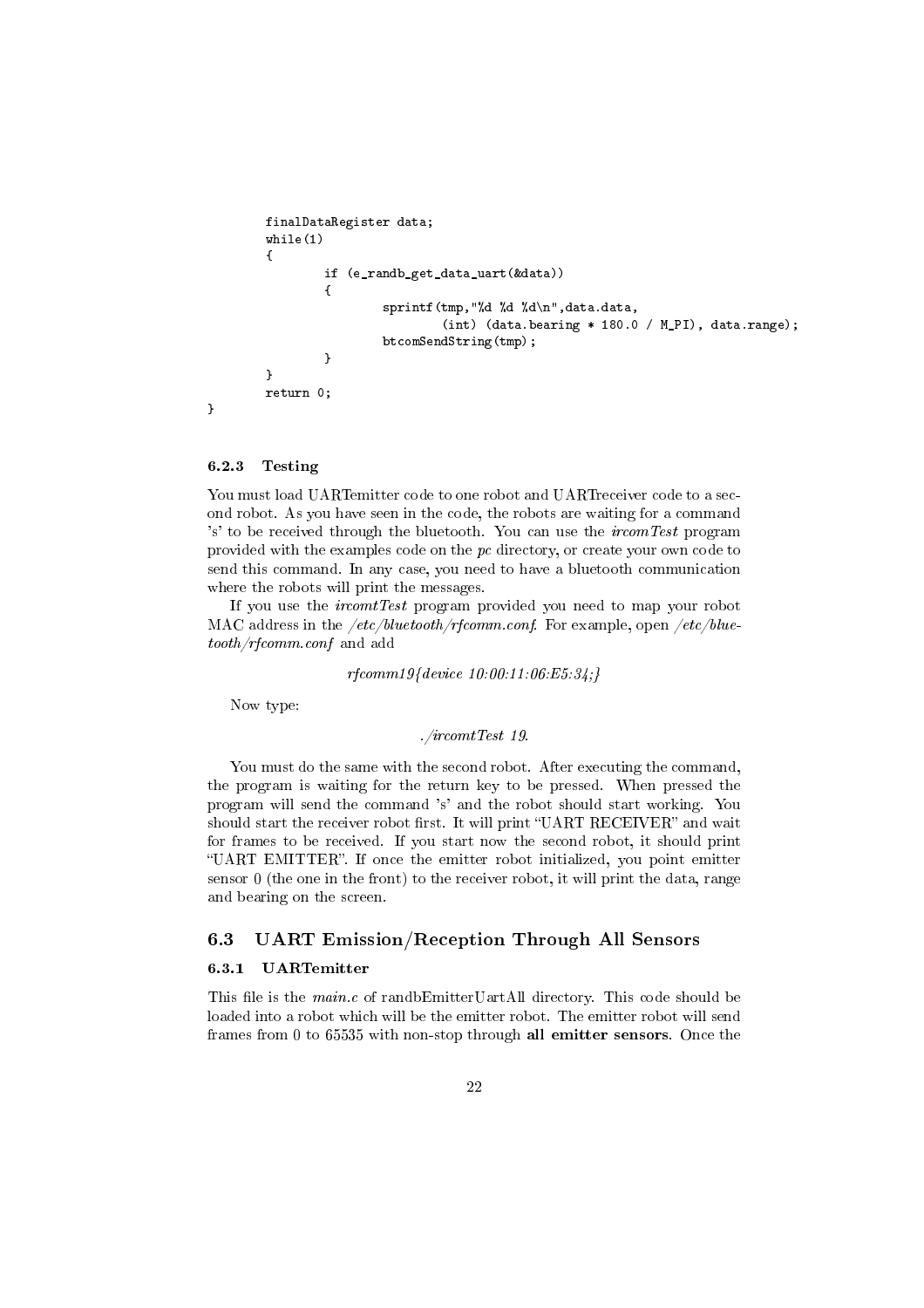```
        finalDataRegister data;
        while(1)
        {
                if (e_randb_get_data_uart(&data))
                {
                        sprintf(tmp,"%d %d %d\n",data.data,
                                (int) (data.bearing * 180.0 / M_PI), data.range);
                        btcomSendString(tmp);
                }
        }
        return 0;
}
```

### 6.2.3 Testing

You must load UARTemitter code to one robot and UARTreceiver code to a second robot. As you have seen in the code, the robots are waiting for a command 's' to be received through the bluetooth. You can use the *ircomTest* program provided with the examples code on the *pc* directory, or create your own code to send this command. In any case, you need to have a bluetooth communication where the robots will print the messages.

If you use the *ircomtTest* program provided you need to map your robot MAC address in the */etc/bluetooth/rfcomm.conf*. For example, open */etc/bluetooth/rfcomm.conf* and add

*rfcomm19{device 10:00:11:06:E5:34;}*

Now type:

*./ircomtTest 19.*

You must do the same with the second robot. After executing the command, the program is waiting for the return key to be pressed. When pressed the program will send the command 's' and the robot should start working. You should start the receiver robot first. It will print "UART RECEIVER" and wait for frames to be received. If you start now the second robot, it should print "UART EMITTER". If once the emitter robot initialized, you point emitter sensor 0 (the one in the front) to the receiver robot, it will print the data, range and bearing on the screen.

## 6.3 UART Emission/Reception Through All Sensors

### 6.3.1 UARTemitter

This file is the *main.c* of randbEmitterUartAll directory. This code should be loaded into a robot which will be the emitter robot. The emitter robot will send frames from 0 to 65535 with non-stop through **all emitter sensors**. Once the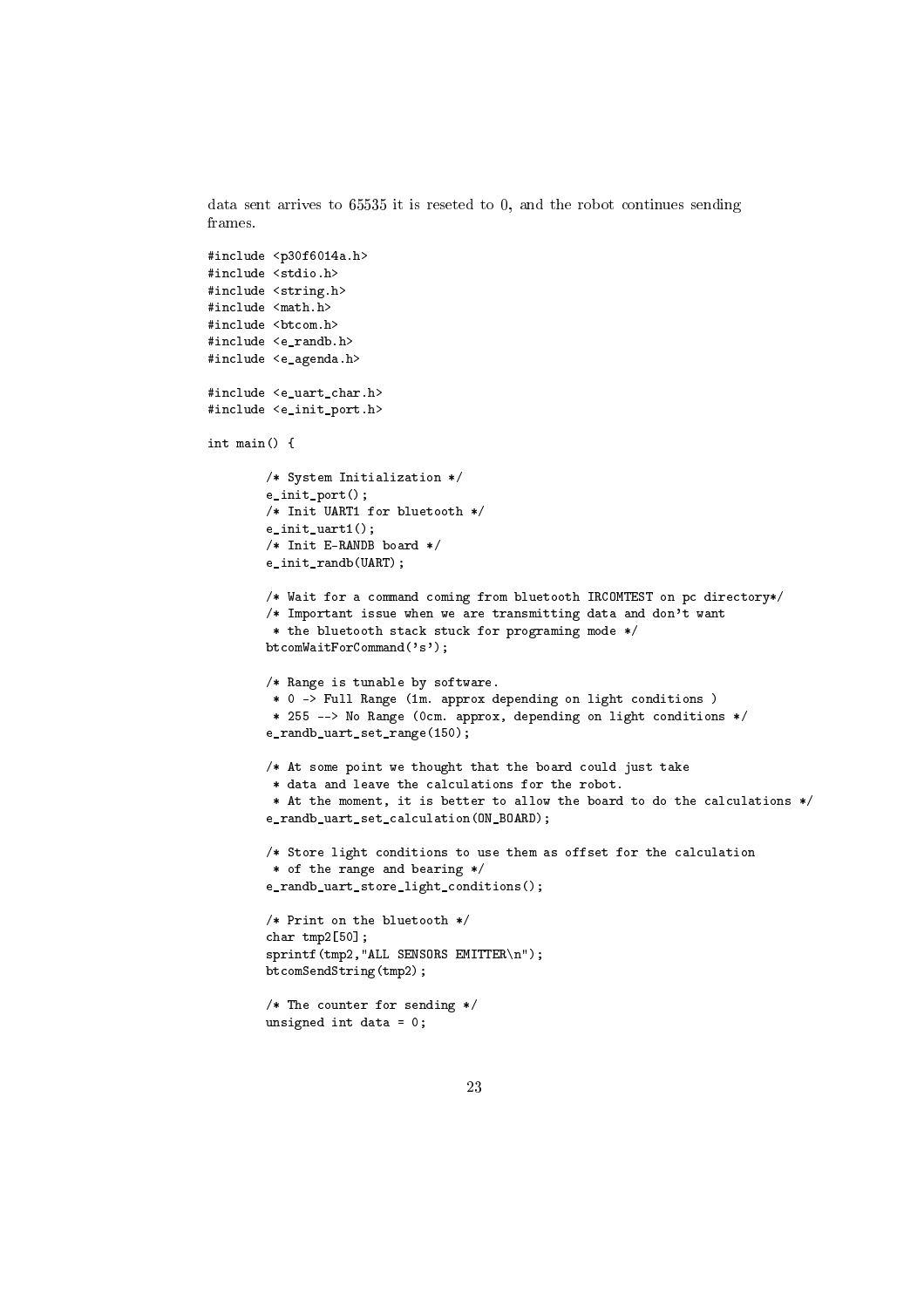data sent arrives to 65535 it is reseted to 0, and the robot continues sending frames.

```
#include <p30f6014a.h>
#include <stdio.h>
#include <string.h>
#include <math.h>
#include <btcom.h>
#include <e_randb.h>
#include <e_agenda.h>

#include <e_uart_char.h>
#include <e_init_port.h>

int main() {

        /* System Initialization */
        e_init_port();
        /* Init UART1 for bluetooth */
        e_init_uart1();
        /* Init E-RANDB board */
        e_init_randb(UART);

        /* Wait for a command coming from bluetooth IRCOMTEST on pc directory*/
        /* Important issue when we are transmitting data and don't want
         * the bluetooth stack stuck for programing mode */
        btcomWaitForCommand('s');

        /* Range is tunable by software.
         * 0 -> Full Range (1m. approx depending on light conditions )
         * 255 --> No Range (0cm. approx, depending on light conditions */
        e_randb_uart_set_range(150);

        /* At some point we thought that the board could just take
         * data and leave the calculations for the robot.
         * At the moment, it is better to allow the board to do the calculations */
        e_randb_uart_set_calculation(ON_BOARD);

        /* Store light conditions to use them as offset for the calculation
         * of the range and bearing */
        e_randb_uart_store_light_conditions();

        /* Print on the bluetooth */
        char tmp2[50];
        sprintf(tmp2,"ALL SENSORS EMITTER\n");
        btcomSendString(tmp2);

        /* The counter for sending */
        unsigned int data = 0;
```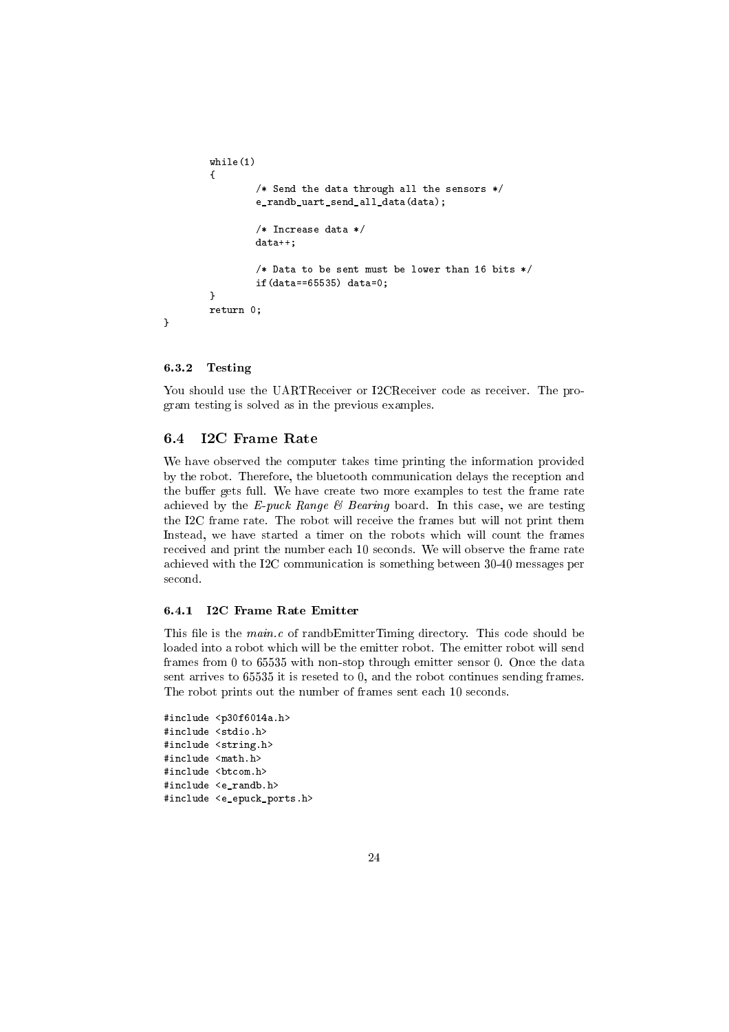```
        while(1)
        {
                /* Send the data through all the sensors */
                e_randb_uart_send_all_data(data);

                /* Increase data */
                data++;

                /* Data to be sent must be lower than 16 bits */
                if(data==65535) data=0;
        }
        return 0;
}
```

#### 6.3.2 Testing

You should use the UARTReceiver or I2CReceiver code as receiver. The program testing is solved as in the previous examples.

### 6.4 I2C Frame Rate

We have observed the computer takes time printing the information provided by the robot. Therefore, the bluetooth communication delays the reception and the buffer gets full. We have create two more examples to test the frame rate achieved by the *E-puck Range & Bearing* board. In this case, we are testing the I2C frame rate. The robot will receive the frames but will not print them Instead, we have started a timer on the robots which will count the frames received and print the number each 10 seconds. We will observe the frame rate achieved with the I2C communication is something between 30-40 messages per second.

#### 6.4.1 I2C Frame Rate Emitter

This file is the *main.c* of randbEmitterTiming directory. This code should be loaded into a robot which will be the emitter robot. The emitter robot will send frames from 0 to 65535 with non-stop through emitter sensor 0. Once the data sent arrives to 65535 it is reseted to 0, and the robot continues sending frames. The robot prints out the number of frames sent each 10 seconds.

```
#include <p30f6014a.h>
#include <stdio.h>
#include <string.h>
#include <math.h>
#include <btcom.h>
#include <e_randb.h>
#include <e_epuck_ports.h>
```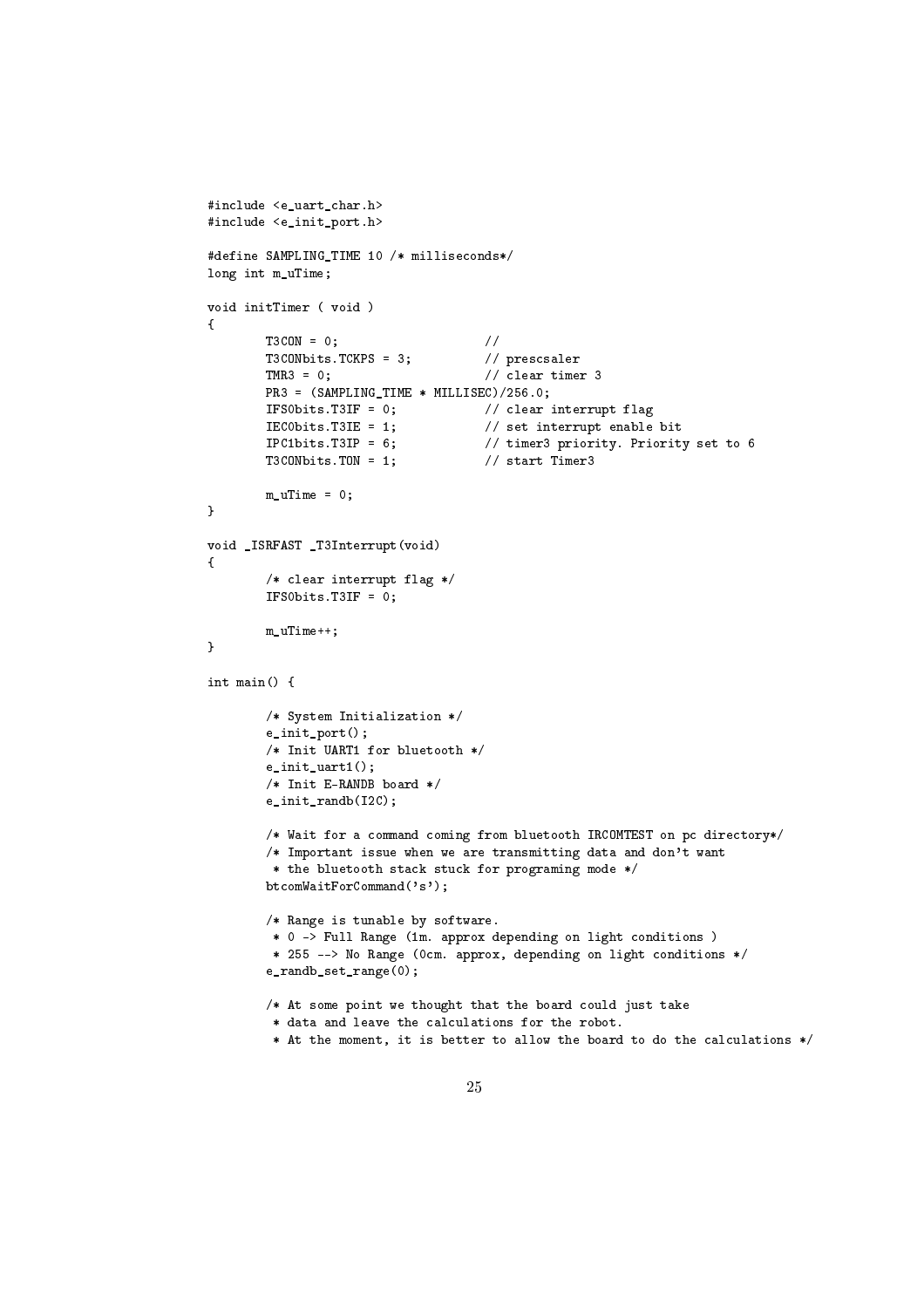```
#include <e_uart_char.h>
#include <e_init_port.h>

#define SAMPLING_TIME 10 /* milliseconds*/
long int m_uTime;

void initTimer ( void )
{
        T3CON = 0;                    //
        T3CONbits.TCKPS = 3;          // prescsaler
        TMR3 = 0;                     // clear timer 3
        PR3 = (SAMPLING_TIME * MILLISEC)/256.0;
        IFS0bits.T3IF = 0;            // clear interrupt flag
        IEC0bits.T3IE = 1;            // set interrupt enable bit
        IPC1bits.T3IP = 6;            // timer3 priority. Priority set to 6
        T3CONbits.TON = 1;            // start Timer3

        m_uTime = 0;
}

void _ISRFAST _T3Interrupt(void)
{
        /* clear interrupt flag */
        IFS0bits.T3IF = 0;

        m_uTime++;
}

int main() {

        /* System Initialization */
        e_init_port();
        /* Init UART1 for bluetooth */
        e_init_uart1();
        /* Init E-RANDB board */
        e_init_randb(I2C);

        /* Wait for a command coming from bluetooth IRCOMTEST on pc directory*/
        /* Important issue when we are transmitting data and don't want
         * the bluetooth stack stuck for programing mode */
        btcomWaitForCommand('s');

        /* Range is tunable by software.
         * 0 -> Full Range (1m. approx depending on light conditions )
         * 255 --> No Range (0cm. approx, depending on light conditions */
        e_randb_set_range(0);

        /* At some point we thought that the board could just take
         * data and leave the calculations for the robot.
         * At the moment, it is better to allow the board to do the calculations */
```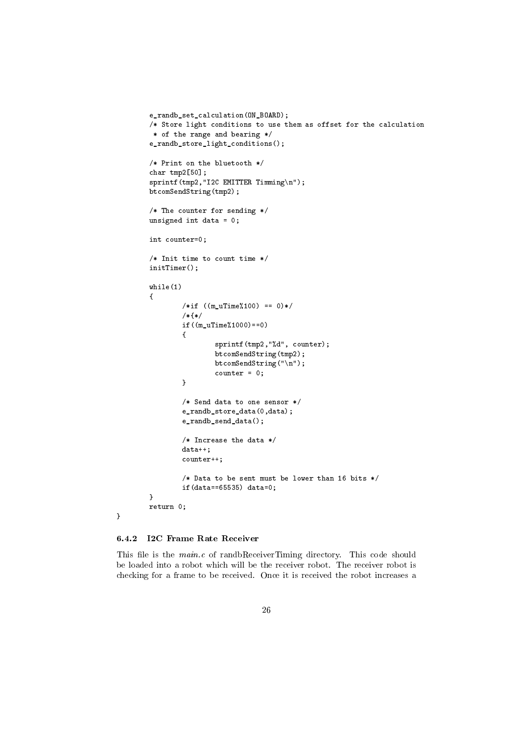```
        e_randb_set_calculation(ON_BOARD);
        /* Store light conditions to use them as offset for the calculation
         * of the range and bearing */
        e_randb_store_light_conditions();

        /* Print on the bluetooth */
        char tmp2[50];
        sprintf(tmp2,"I2C EMITTER Timming\n");
        btcomSendString(tmp2);

        /* The counter for sending */
        unsigned int data = 0;

        int counter=0;

        /* Init time to count time */
        initTimer();

        while(1)
        {
                /*if ((m_uTime%100) == 0)*/
                /*{*/
                if((m_uTime%1000)==0)
                {
                        sprintf(tmp2,"%d", counter);
                        btcomSendString(tmp2);
                        btcomSendString("\n");
                        counter = 0;
                }

                /* Send data to one sensor */
                e_randb_store_data(0,data);
                e_randb_send_data();

                /* Increase the data */
                data++;
                counter++;

                /* Data to be sent must be lower than 16 bits */
                if(data==65535) data=0;
        }
        return 0;
}
```

### 6.4.2 I2C Frame Rate Receiver

This file is the *main.c* of randbReceiverTiming directory. This code should be loaded into a robot which will be the receiver robot. The receiver robot is checking for a frame to be received. Once it is received the robot increases a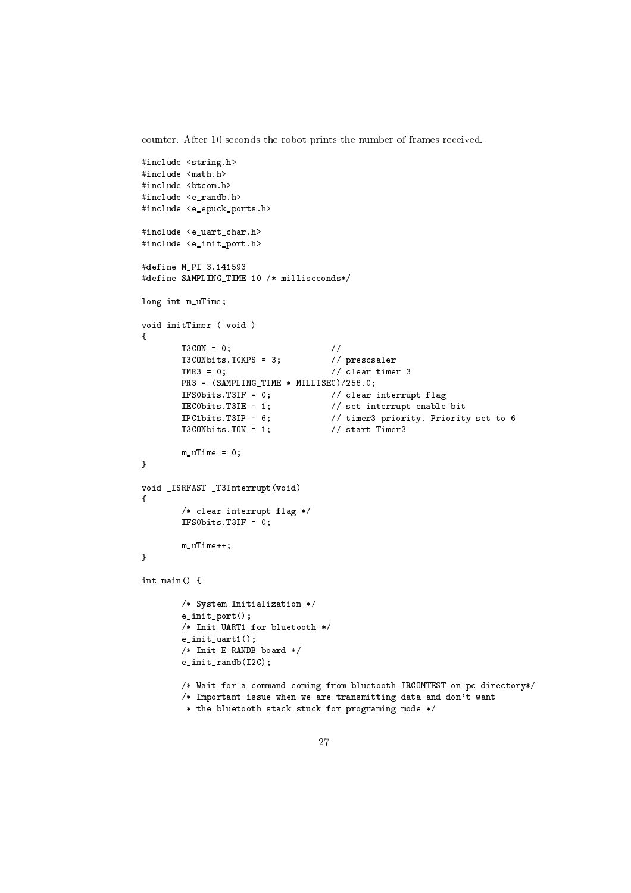counter. After 10 seconds the robot prints the number of frames received.

```
#include <string.h>
#include <math.h>
#include <btcom.h>
#include <e_randb.h>
#include <e_epuck_ports.h>

#include <e_uart_char.h>
#include <e_init_port.h>

#define M_PI 3.141593
#define SAMPLING_TIME 10 /* milliseconds*/

long int m_uTime;

void initTimer ( void )
{
        T3CON = 0;                    //
        T3CONbits.TCKPS = 3;          // prescsaler
        TMR3 = 0;                     // clear timer 3
        PR3 = (SAMPLING_TIME * MILLISEC)/256.0;
        IFS0bits.T3IF = 0;            // clear interrupt flag
        IEC0bits.T3IE = 1;            // set interrupt enable bit
        IPC1bits.T3IP = 6;            // timer3 priority. Priority set to 6
        T3CONbits.TON = 1;            // start Timer3

        m_uTime = 0;
}

void _ISRFAST _T3Interrupt(void)
{
        /* clear interrupt flag */
        IFS0bits.T3IF = 0;

        m_uTime++;
}

int main() {

        /* System Initialization */
        e_init_port();
        /* Init UART1 for bluetooth */
        e_init_uart1();
        /* Init E-RANDB board */
        e_init_randb(I2C);

        /* Wait for a command coming from bluetooth IRCOMTEST on pc directory*/
        /* Important issue when we are transmitting data and don't want
         * the bluetooth stack stuck for programing mode */
```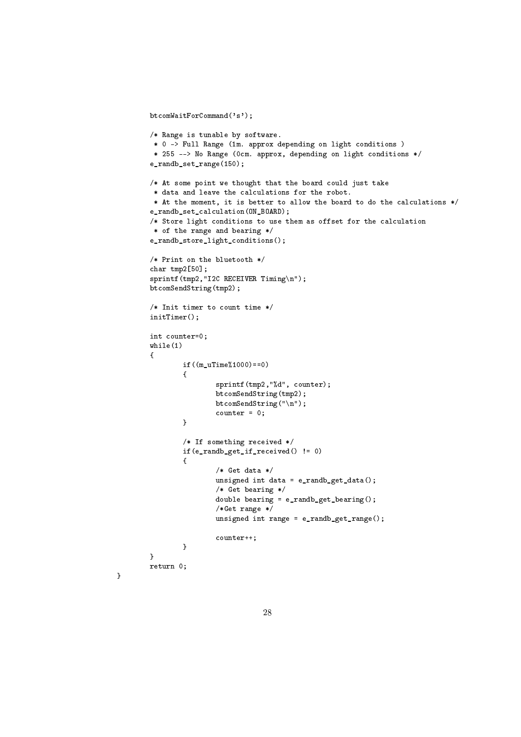```
	btcomWaitForCommand('s');

	/* Range is tunable by software.
	 * 0 -> Full Range (1m. approx depending on light conditions )
	 * 255 --> No Range (0cm. approx, depending on light conditions */
	e_randb_set_range(150);

	/* At some point we thought that the board could just take
	 * data and leave the calculations for the robot.
	 * At the moment, it is better to allow the board to do the calculations */
	e_randb_set_calculation(ON_BOARD);
	/* Store light conditions to use them as offset for the calculation
	 * of the range and bearing */
	e_randb_store_light_conditions();

	/* Print on the bluetooth */
	char tmp2[50];
	sprintf(tmp2,"I2C RECEIVER Timing\n");
	btcomSendString(tmp2);

	/* Init timer to count time */
	initTimer();

	int counter=0;
	while(1)
	{
		if((m_uTime%1000)==0)
		{
			sprintf(tmp2,"%d", counter);
			btcomSendString(tmp2);
			btcomSendString("\n");
			counter = 0;
		}

		/* If something received */
		if(e_randb_get_if_received() != 0)
		{
			/* Get data */
			unsigned int data = e_randb_get_data();
			/* Get bearing */
			double bearing = e_randb_get_bearing();
			/*Get range */
			unsigned int range = e_randb_get_range();

			counter++;
		}
	}
	return 0;
}
```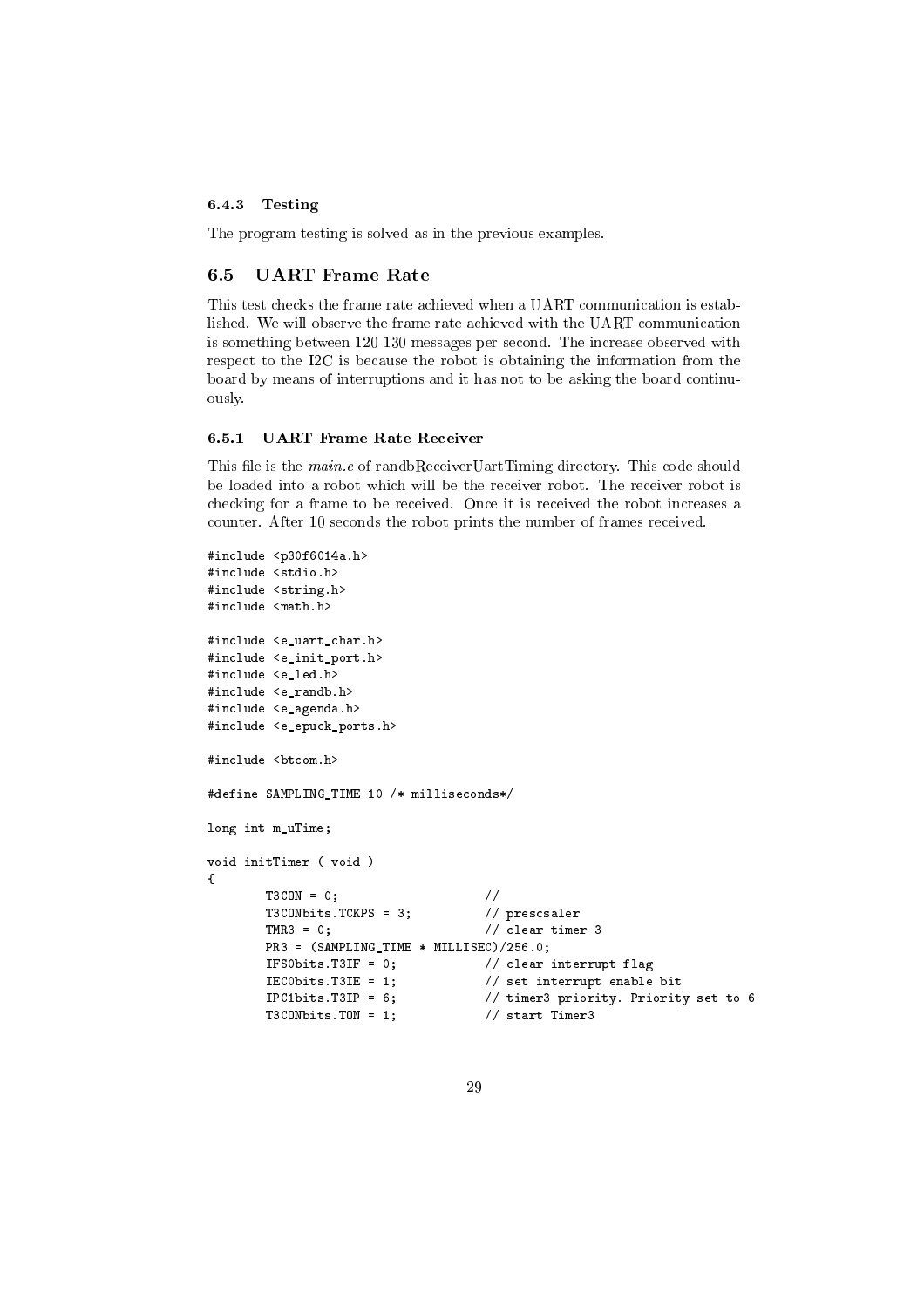#### 6.4.3 Testing

The program testing is solved as in the previous examples.

### 6.5 UART Frame Rate

This test checks the frame rate achieved when a UART communication is established. We will observe the frame rate achieved with the UART communication is something between 120-130 messages per second. The increase observed with respect to the I2C is because the robot is obtaining the information from the board by means of interruptions and it has not to be asking the board continuously.

#### 6.5.1 UART Frame Rate Receiver

This file is the *main.c* of randbReceiverUartTiming directory. This code should be loaded into a robot which will be the receiver robot. The receiver robot is checking for a frame to be received. Once it is received the robot increases a counter. After 10 seconds the robot prints the number of frames received.

```
#include <p30f6014a.h>
#include <stdio.h>
#include <string.h>
#include <math.h>

#include <e_uart_char.h>
#include <e_init_port.h>
#include <e_led.h>
#include <e_randb.h>
#include <e_agenda.h>
#include <e_epuck_ports.h>

#include <btcom.h>

#define SAMPLING_TIME 10 /* milliseconds*/

long int m_uTime;

void initTimer ( void )
{
        T3CON = 0;                    //
        T3CONbits.TCKPS = 3;          // prescsaler
        TMR3 = 0;                     // clear timer 3
        PR3 = (SAMPLING_TIME * MILLISEC)/256.0;
        IFS0bits.T3IF = 0;            // clear interrupt flag
        IEC0bits.T3IE = 1;            // set interrupt enable bit
        IPC1bits.T3IP = 6;            // timer3 priority. Priority set to 6
        T3CONbits.TON = 1;            // start Timer3
```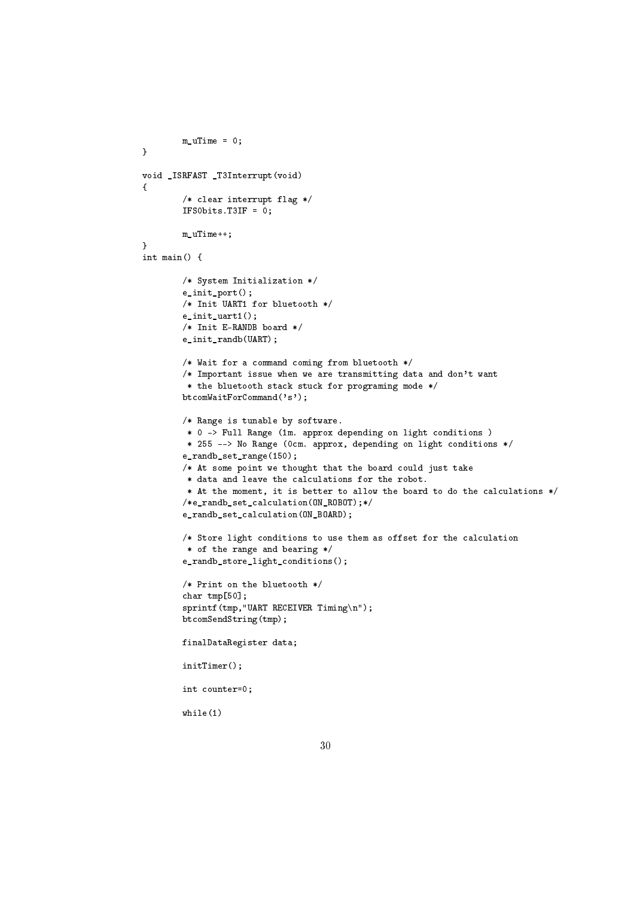```
        m_uTime = 0;
}

void _ISRFAST _T3Interrupt(void)
{
        /* clear interrupt flag */
        IFS0bits.T3IF = 0;

        m_uTime++;
}
int main() {

        /* System Initialization */
        e_init_port();
        /* Init UART1 for bluetooth */
        e_init_uart1();
        /* Init E-RANDB board */
        e_init_randb(UART);

        /* Wait for a command coming from bluetooth */
        /* Important issue when we are transmitting data and don't want
         * the bluetooth stack stuck for programing mode */
        btcomWaitForCommand('s');

        /* Range is tunable by software.
         * 0 -> Full Range (1m. approx depending on light conditions )
         * 255 --> No Range (0cm. approx, depending on light conditions */
        e_randb_set_range(150);
        /* At some point we thought that the board could just take
         * data and leave the calculations for the robot.
         * At the moment, it is better to allow the board to do the calculations */
        /*e_randb_set_calculation(ON_ROBOT);*/
        e_randb_set_calculation(ON_BOARD);

        /* Store light conditions to use them as offset for the calculation
         * of the range and bearing */
        e_randb_store_light_conditions();

        /* Print on the bluetooth */
        char tmp[50];
        sprintf(tmp,"UART RECEIVER Timing\n");
        btcomSendString(tmp);

        finalDataRegister data;

        initTimer();

        int counter=0;

        while(1)
```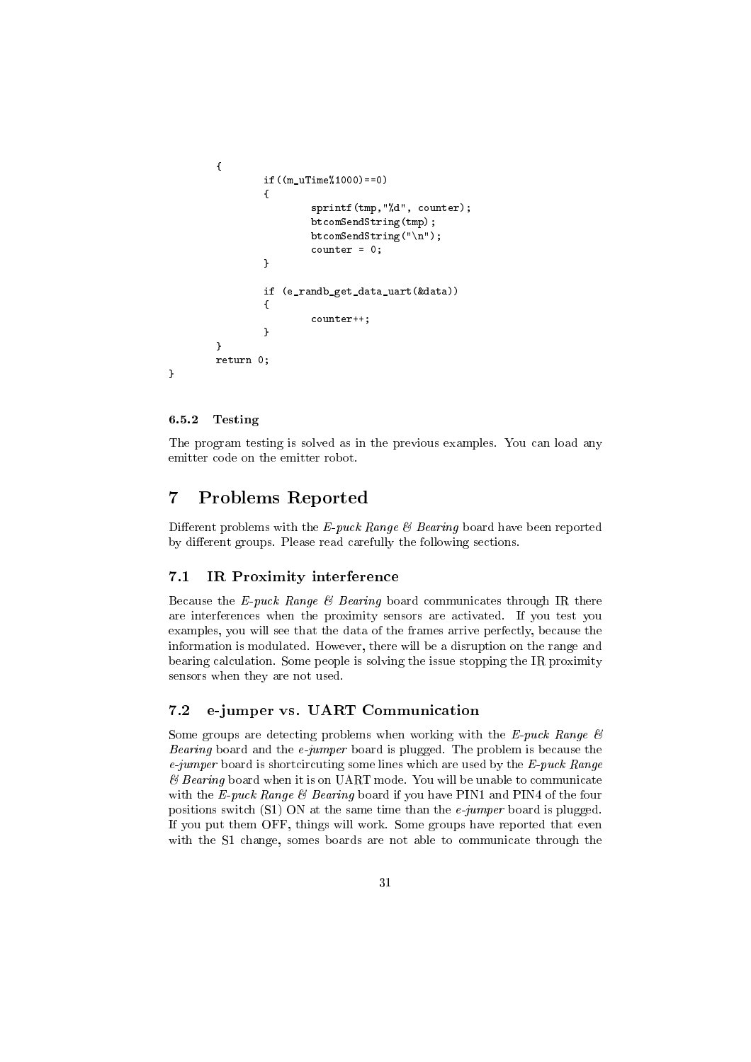```
	{
		if((m_uTime%1000)==0)
		{
			sprintf(tmp,"%d", counter);
			btcomSendString(tmp);
			btcomSendString("\n");
			counter = 0;
		}

		if (e_randb_get_data_uart(&data))
		{
			counter++;
		}
	}
	return 0;
}
```

#### 6.5.2 Testing

The program testing is solved as in the previous examples. You can load any emitter code on the emitter robot.

## 7 Problems Reported

Different problems with the *E-puck Range & Bearing* board have been reported by different groups. Please read carefully the following sections.

### 7.1 IR Proximity interference

Because the *E-puck Range & Bearing* board communicates through IR there are interferences when the proximity sensors are activated. If you test you examples, you will see that the data of the frames arrive perfectly, because the information is modulated. However, there will be a disruption on the range and bearing calculation. Some people is solving the issue stopping the IR proximity sensors when they are not used.

### 7.2 e-jumper vs. UART Communication

Some groups are detecting problems when working with the *E-puck Range & Bearing* board and the *e-jumper* board is plugged. The problem is because the *e-jumper* board is shortcircuting some lines which are used by the *E-puck Range & Bearing* board when it is on UART mode. You will be unable to communicate with the *E-puck Range & Bearing* board if you have PIN1 and PIN4 of the four positions switch (S1) ON at the same time than the *e-jumper* board is plugged. If you put them OFF, things will work. Some groups have reported that even with the S1 change, somes boards are not able to communicate through the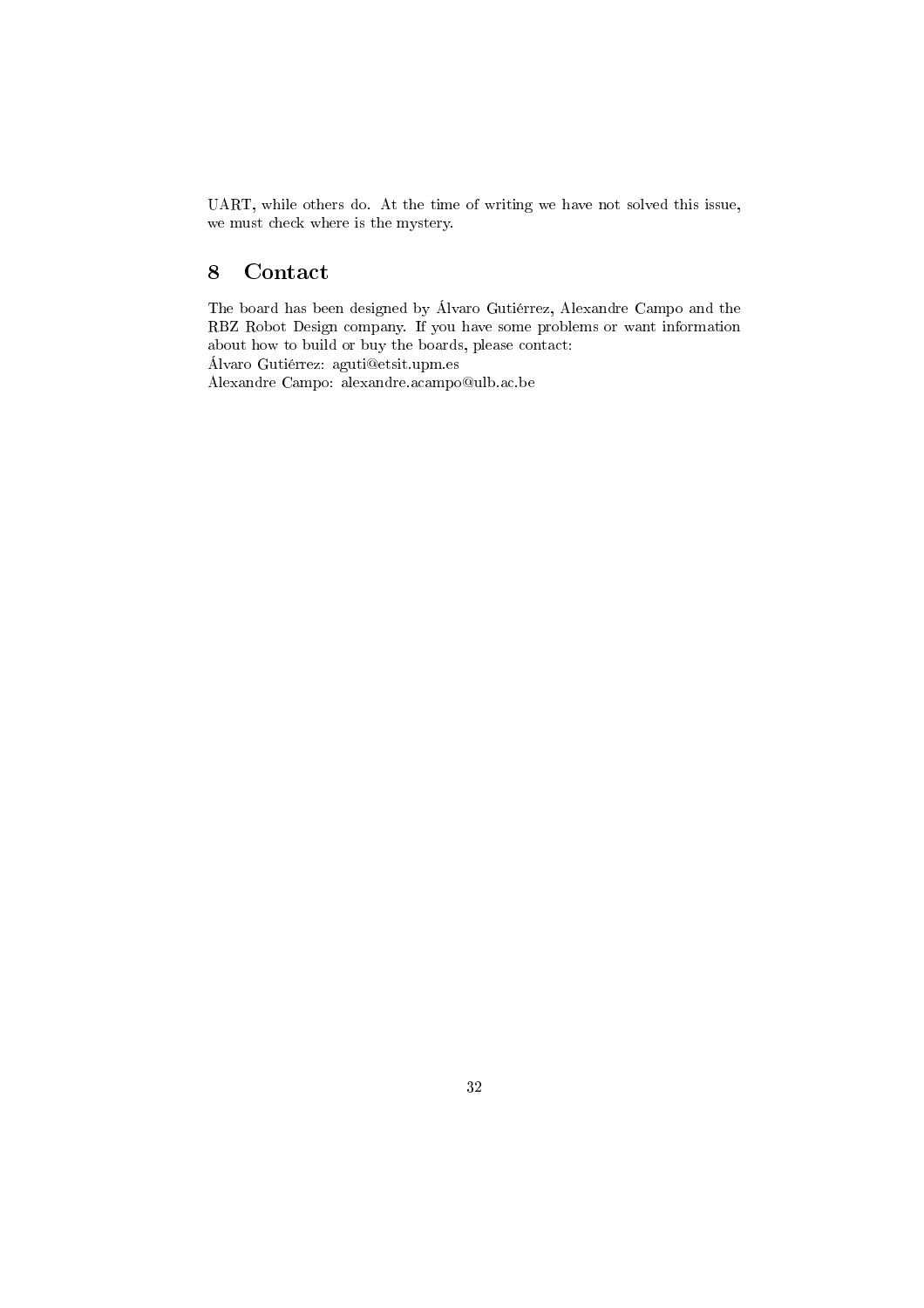UART, while others do. At the time of writing we have not solved this issue, we must check where is the mystery.

# 8 Contact

The board has been designed by Álvaro Gutiérrez, Alexandre Campo and the RBZ Robot Design company. If you have some problems or want information about how to build or buy the boards, please contact:
Álvaro Gutiérrez: aguti@etsit.upm.es
Alexandre Campo: alexandre.acampo@ulb.ac.be